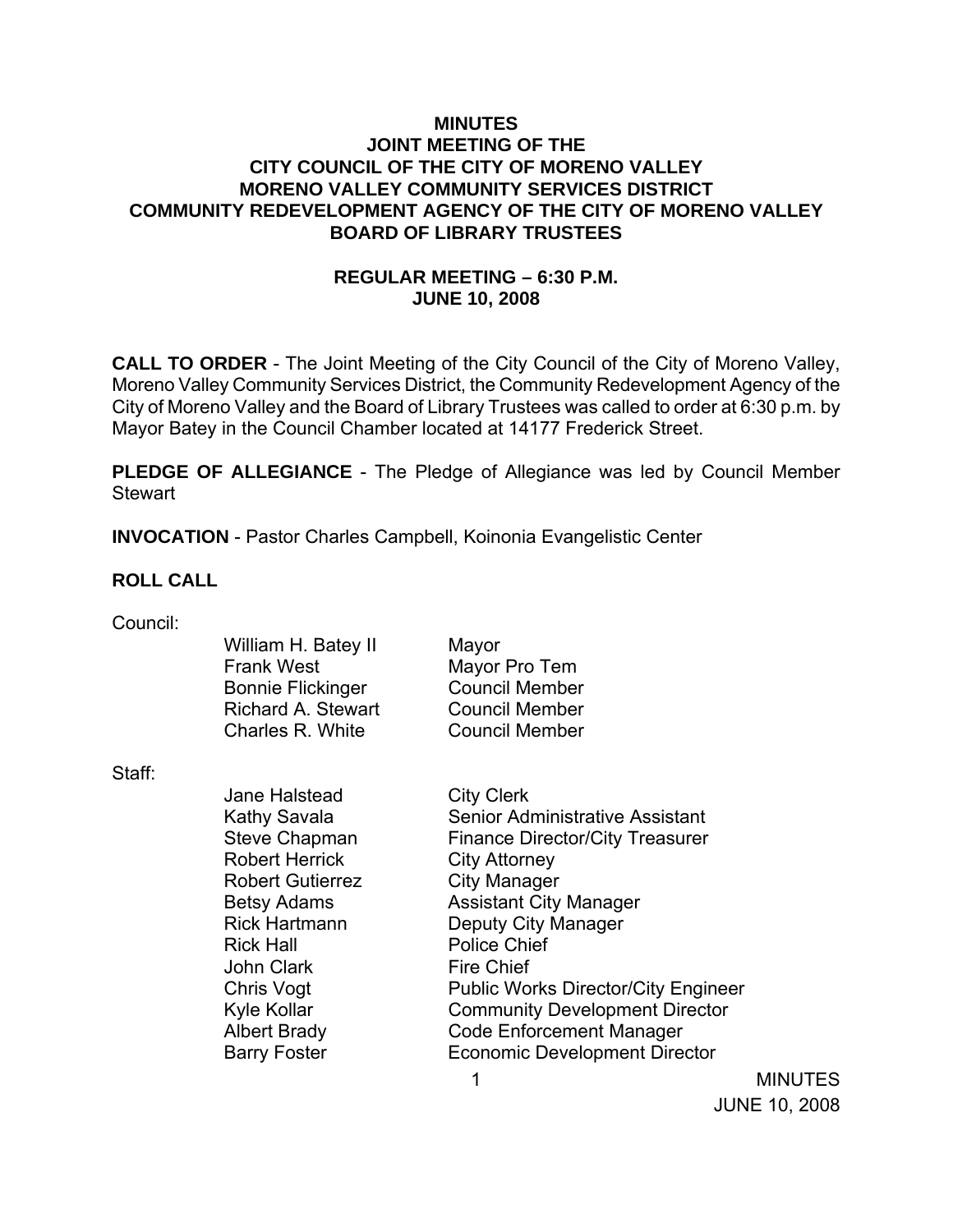# MINUTES
## JOINT MEETING OF THE
## CITY COUNCIL OF THE CITY OF MORENO VALLEY
## MORENO VALLEY COMMUNITY SERVICES DISTRICT
## COMMUNITY REDEVELOPMENT AGENCY OF THE CITY OF MORENO VALLEY
## BOARD OF LIBRARY TRUSTEES

### REGULAR MEETING – 6:30 P.M.
### JUNE 10, 2008

**CALL TO ORDER** - The Joint Meeting of the City Council of the City of Moreno Valley, Moreno Valley Community Services District, the Community Redevelopment Agency of the City of Moreno Valley and the Board of Library Trustees was called to order at 6:30 p.m. by Mayor Batey in the Council Chamber located at 14177 Frederick Street.

**PLEDGE OF ALLEGIANCE** - The Pledge of Allegiance was led by Council Member Stewart

**INVOCATION** - Pastor Charles Campbell, Koinonia Evangelistic Center

**ROLL CALL**

Council:

| | |
|---|---|
| William H. Batey II | Mayor |
| Frank West | Mayor Pro Tem |
| Bonnie Flickinger | Council Member |
| Richard A. Stewart | Council Member |
| Charles R. White | Council Member |

Staff:

| | |
|---|---|
| Jane Halstead | City Clerk |
| Kathy Savala | Senior Administrative Assistant |
| Steve Chapman | Finance Director/City Treasurer |
| Robert Herrick | City Attorney |
| Robert Gutierrez | City Manager |
| Betsy Adams | Assistant City Manager |
| Rick Hartmann | Deputy City Manager |
| Rick Hall | Police Chief |
| John Clark | Fire Chief |
| Chris Vogt | Public Works Director/City Engineer |
| Kyle Kollar | Community Development Director |
| Albert Brady | Code Enforcement Manager |
| Barry Foster | Economic Development Director |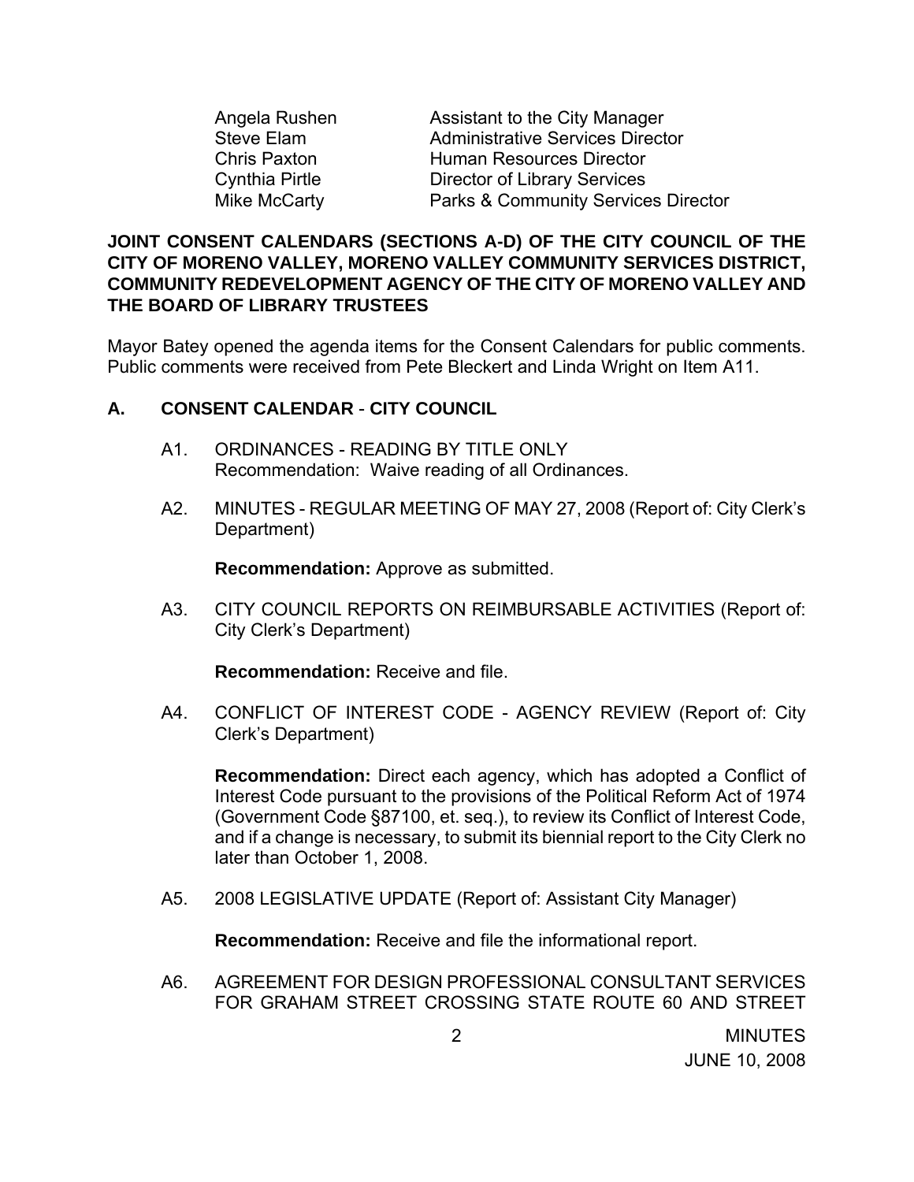| | |
|---|---|
| Angela Rushen | Assistant to the City Manager |
| Steve Elam | Administrative Services Director |
| Chris Paxton | Human Resources Director |
| Cynthia Pirtle | Director of Library Services |
| Mike McCarty | Parks & Community Services Director |

**JOINT CONSENT CALENDARS (SECTIONS A-D) OF THE CITY COUNCIL OF THE CITY OF MORENO VALLEY, MORENO VALLEY COMMUNITY SERVICES DISTRICT, COMMUNITY REDEVELOPMENT AGENCY OF THE CITY OF MORENO VALLEY AND THE BOARD OF LIBRARY TRUSTEES**

Mayor Batey opened the agenda items for the Consent Calendars for public comments. Public comments were received from Pete Bleckert and Linda Wright on Item A11.

**A. CONSENT CALENDAR - CITY COUNCIL**

A1. ORDINANCES - READING BY TITLE ONLY
Recommendation: Waive reading of all Ordinances.

A2. MINUTES - REGULAR MEETING OF MAY 27, 2008 (Report of: City Clerk's Department)

**Recommendation:** Approve as submitted.

A3. CITY COUNCIL REPORTS ON REIMBURSABLE ACTIVITIES (Report of: City Clerk's Department)

**Recommendation:** Receive and file.

A4. CONFLICT OF INTEREST CODE - AGENCY REVIEW (Report of: City Clerk's Department)

**Recommendation:** Direct each agency, which has adopted a Conflict of Interest Code pursuant to the provisions of the Political Reform Act of 1974 (Government Code §87100, et. seq.), to review its Conflict of Interest Code, and if a change is necessary, to submit its biennial report to the City Clerk no later than October 1, 2008.

A5. 2008 LEGISLATIVE UPDATE (Report of: Assistant City Manager)

**Recommendation:** Receive and file the informational report.

A6. AGREEMENT FOR DESIGN PROFESSIONAL CONSULTANT SERVICES FOR GRAHAM STREET CROSSING STATE ROUTE 60 AND STREET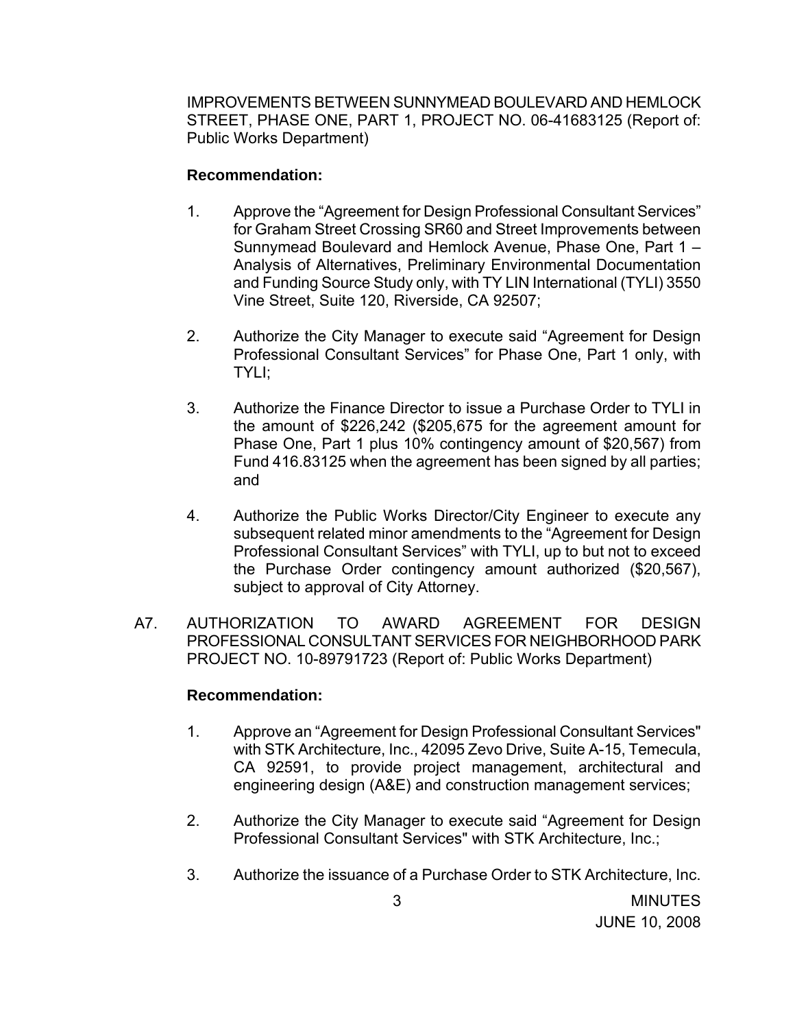IMPROVEMENTS BETWEEN SUNNYMEAD BOULEVARD AND HEMLOCK STREET, PHASE ONE, PART 1, PROJECT NO. 06-41683125 (Report of: Public Works Department)

**Recommendation:**

1. Approve the "Agreement for Design Professional Consultant Services" for Graham Street Crossing SR60 and Street Improvements between Sunnymead Boulevard and Hemlock Avenue, Phase One, Part 1 – Analysis of Alternatives, Preliminary Environmental Documentation and Funding Source Study only, with TY LIN International (TYLI) 3550 Vine Street, Suite 120, Riverside, CA 92507;

2. Authorize the City Manager to execute said "Agreement for Design Professional Consultant Services" for Phase One, Part 1 only, with TYLI;

3. Authorize the Finance Director to issue a Purchase Order to TYLI in the amount of $226,242 ($205,675 for the agreement amount for Phase One, Part 1 plus 10% contingency amount of $20,567) from Fund 416.83125 when the agreement has been signed by all parties; and

4. Authorize the Public Works Director/City Engineer to execute any subsequent related minor amendments to the "Agreement for Design Professional Consultant Services" with TYLI, up to but not to exceed the Purchase Order contingency amount authorized ($20,567), subject to approval of City Attorney.

A7. AUTHORIZATION TO AWARD AGREEMENT FOR DESIGN PROFESSIONAL CONSULTANT SERVICES FOR NEIGHBORHOOD PARK PROJECT NO. 10-89791723 (Report of: Public Works Department)

**Recommendation:**

1. Approve an "Agreement for Design Professional Consultant Services" with STK Architecture, Inc., 42095 Zevo Drive, Suite A-15, Temecula, CA 92591, to provide project management, architectural and engineering design (A&E) and construction management services;

2. Authorize the City Manager to execute said "Agreement for Design Professional Consultant Services" with STK Architecture, Inc.;

3. Authorize the issuance of a Purchase Order to STK Architecture, Inc.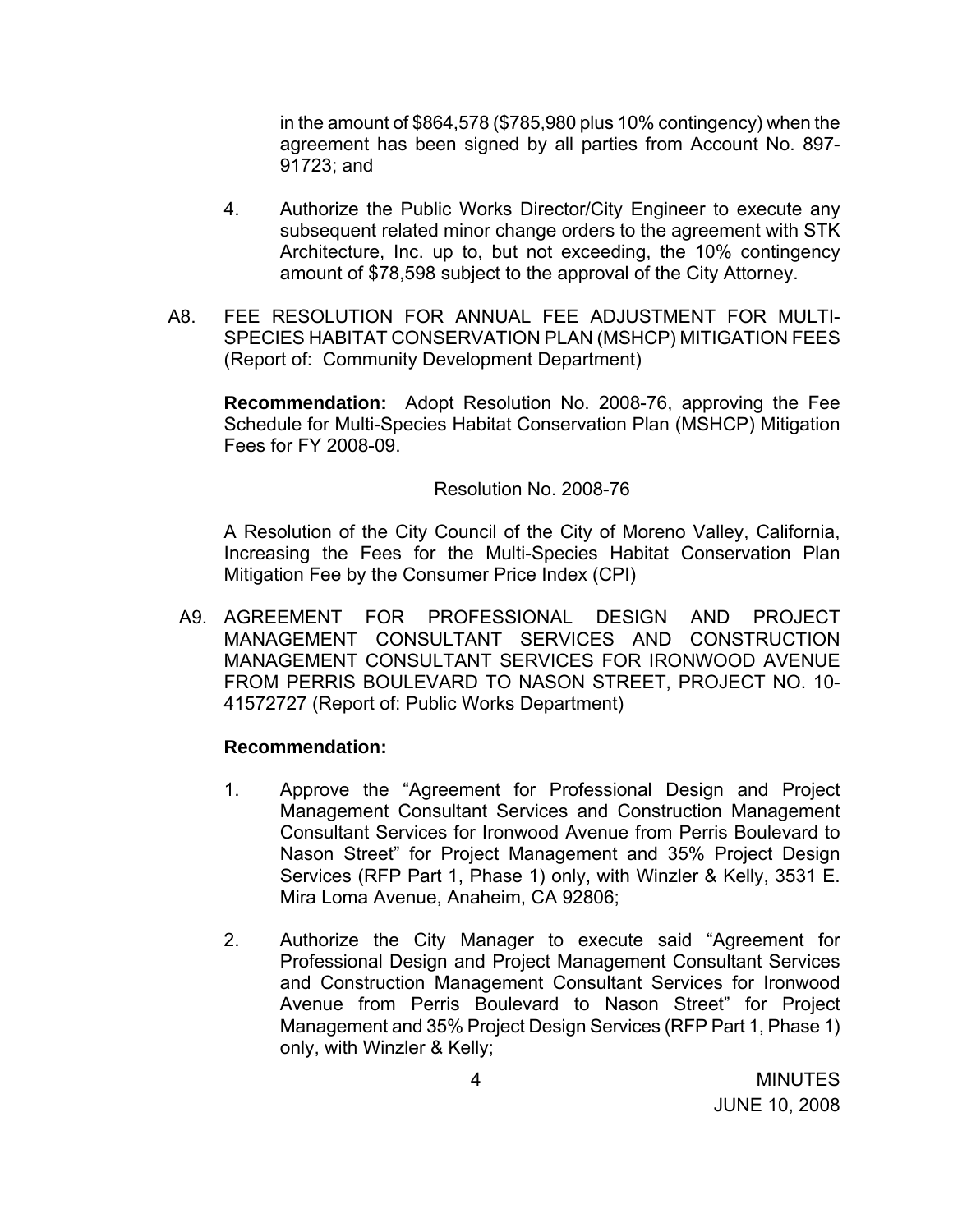in the amount of $864,578 ($785,980 plus 10% contingency) when the agreement has been signed by all parties from Account No. 897-91723; and

4. Authorize the Public Works Director/City Engineer to execute any subsequent related minor change orders to the agreement with STK Architecture, Inc. up to, but not exceeding, the 10% contingency amount of $78,598 subject to the approval of the City Attorney.

A8. FEE RESOLUTION FOR ANNUAL FEE ADJUSTMENT FOR MULTI-SPECIES HABITAT CONSERVATION PLAN (MSHCP) MITIGATION FEES (Report of: Community Development Department)

**Recommendation:** Adopt Resolution No. 2008-76, approving the Fee Schedule for Multi-Species Habitat Conservation Plan (MSHCP) Mitigation Fees for FY 2008-09.

Resolution No. 2008-76

A Resolution of the City Council of the City of Moreno Valley, California, Increasing the Fees for the Multi-Species Habitat Conservation Plan Mitigation Fee by the Consumer Price Index (CPI)

A9. AGREEMENT FOR PROFESSIONAL DESIGN AND PROJECT MANAGEMENT CONSULTANT SERVICES AND CONSTRUCTION MANAGEMENT CONSULTANT SERVICES FOR IRONWOOD AVENUE FROM PERRIS BOULEVARD TO NASON STREET, PROJECT NO. 10-41572727 (Report of: Public Works Department)

**Recommendation:**

1. Approve the "Agreement for Professional Design and Project Management Consultant Services and Construction Management Consultant Services for Ironwood Avenue from Perris Boulevard to Nason Street" for Project Management and 35% Project Design Services (RFP Part 1, Phase 1) only, with Winzler & Kelly, 3531 E. Mira Loma Avenue, Anaheim, CA 92806;

2. Authorize the City Manager to execute said "Agreement for Professional Design and Project Management Consultant Services and Construction Management Consultant Services for Ironwood Avenue from Perris Boulevard to Nason Street" for Project Management and 35% Project Design Services (RFP Part 1, Phase 1) only, with Winzler & Kelly;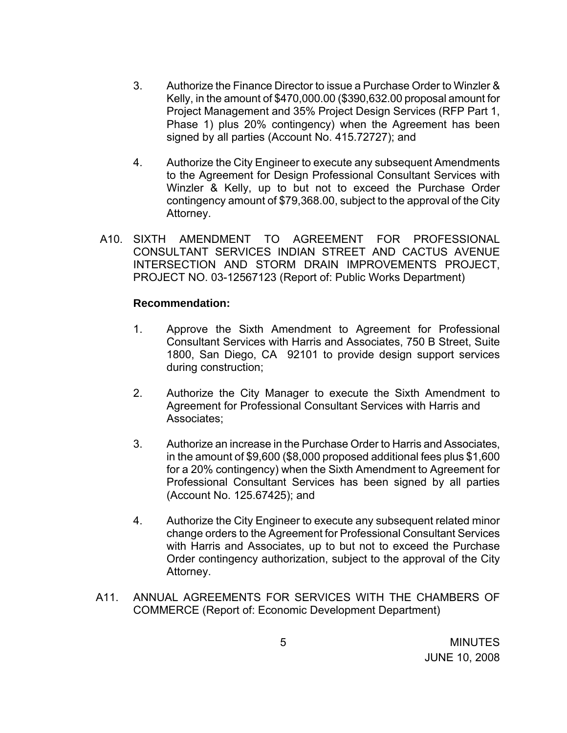3. Authorize the Finance Director to issue a Purchase Order to Winzler & Kelly, in the amount of $470,000.00 ($390,632.00 proposal amount for Project Management and 35% Project Design Services (RFP Part 1, Phase 1) plus 20% contingency) when the Agreement has been signed by all parties (Account No. 415.72727); and

4. Authorize the City Engineer to execute any subsequent Amendments to the Agreement for Design Professional Consultant Services with Winzler & Kelly, up to but not to exceed the Purchase Order contingency amount of $79,368.00, subject to the approval of the City Attorney.

A10. SIXTH AMENDMENT TO AGREEMENT FOR PROFESSIONAL CONSULTANT SERVICES INDIAN STREET AND CACTUS AVENUE INTERSECTION AND STORM DRAIN IMPROVEMENTS PROJECT, PROJECT NO. 03-12567123 (Report of: Public Works Department)

**Recommendation:**

1. Approve the Sixth Amendment to Agreement for Professional Consultant Services with Harris and Associates, 750 B Street, Suite 1800, San Diego, CA 92101 to provide design support services during construction;

2. Authorize the City Manager to execute the Sixth Amendment to Agreement for Professional Consultant Services with Harris and Associates;

3. Authorize an increase in the Purchase Order to Harris and Associates, in the amount of $9,600 ($8,000 proposed additional fees plus $1,600 for a 20% contingency) when the Sixth Amendment to Agreement for Professional Consultant Services has been signed by all parties (Account No. 125.67425); and

4. Authorize the City Engineer to execute any subsequent related minor change orders to the Agreement for Professional Consultant Services with Harris and Associates, up to but not to exceed the Purchase Order contingency authorization, subject to the approval of the City Attorney.

A11. ANNUAL AGREEMENTS FOR SERVICES WITH THE CHAMBERS OF COMMERCE (Report of: Economic Development Department)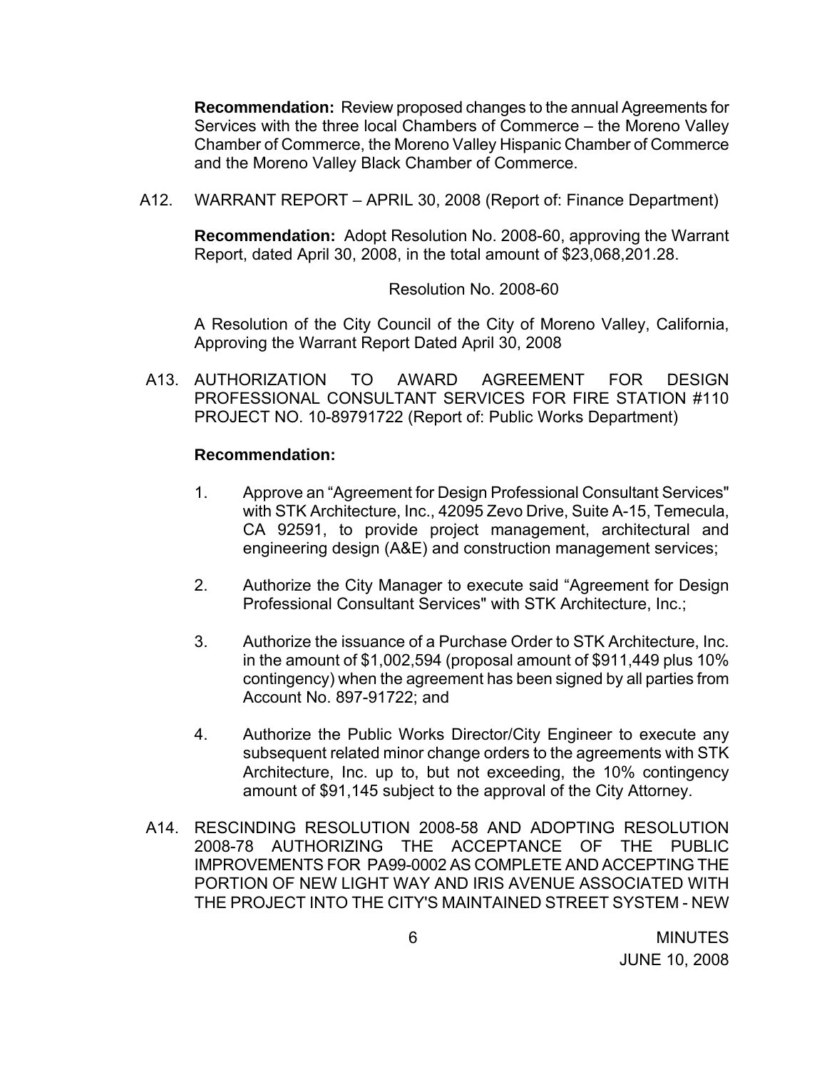**Recommendation:** Review proposed changes to the annual Agreements for Services with the three local Chambers of Commerce – the Moreno Valley Chamber of Commerce, the Moreno Valley Hispanic Chamber of Commerce and the Moreno Valley Black Chamber of Commerce.

A12. WARRANT REPORT – APRIL 30, 2008 (Report of: Finance Department)

**Recommendation:** Adopt Resolution No. 2008-60, approving the Warrant Report, dated April 30, 2008, in the total amount of $23,068,201.28.

Resolution No. 2008-60

A Resolution of the City Council of the City of Moreno Valley, California, Approving the Warrant Report Dated April 30, 2008

A13. AUTHORIZATION TO AWARD AGREEMENT FOR DESIGN PROFESSIONAL CONSULTANT SERVICES FOR FIRE STATION #110 PROJECT NO. 10-89791722 (Report of: Public Works Department)

**Recommendation:**

1. Approve an "Agreement for Design Professional Consultant Services" with STK Architecture, Inc., 42095 Zevo Drive, Suite A-15, Temecula, CA 92591, to provide project management, architectural and engineering design (A&E) and construction management services;

2. Authorize the City Manager to execute said "Agreement for Design Professional Consultant Services" with STK Architecture, Inc.;

3. Authorize the issuance of a Purchase Order to STK Architecture, Inc. in the amount of $1,002,594 (proposal amount of $911,449 plus 10% contingency) when the agreement has been signed by all parties from Account No. 897-91722; and

4. Authorize the Public Works Director/City Engineer to execute any subsequent related minor change orders to the agreements with STK Architecture, Inc. up to, but not exceeding, the 10% contingency amount of $91,145 subject to the approval of the City Attorney.

A14. RESCINDING RESOLUTION 2008-58 AND ADOPTING RESOLUTION 2008-78 AUTHORIZING THE ACCEPTANCE OF THE PUBLIC IMPROVEMENTS FOR PA99-0002 AS COMPLETE AND ACCEPTING THE PORTION OF NEW LIGHT WAY AND IRIS AVENUE ASSOCIATED WITH THE PROJECT INTO THE CITY'S MAINTAINED STREET SYSTEM - NEW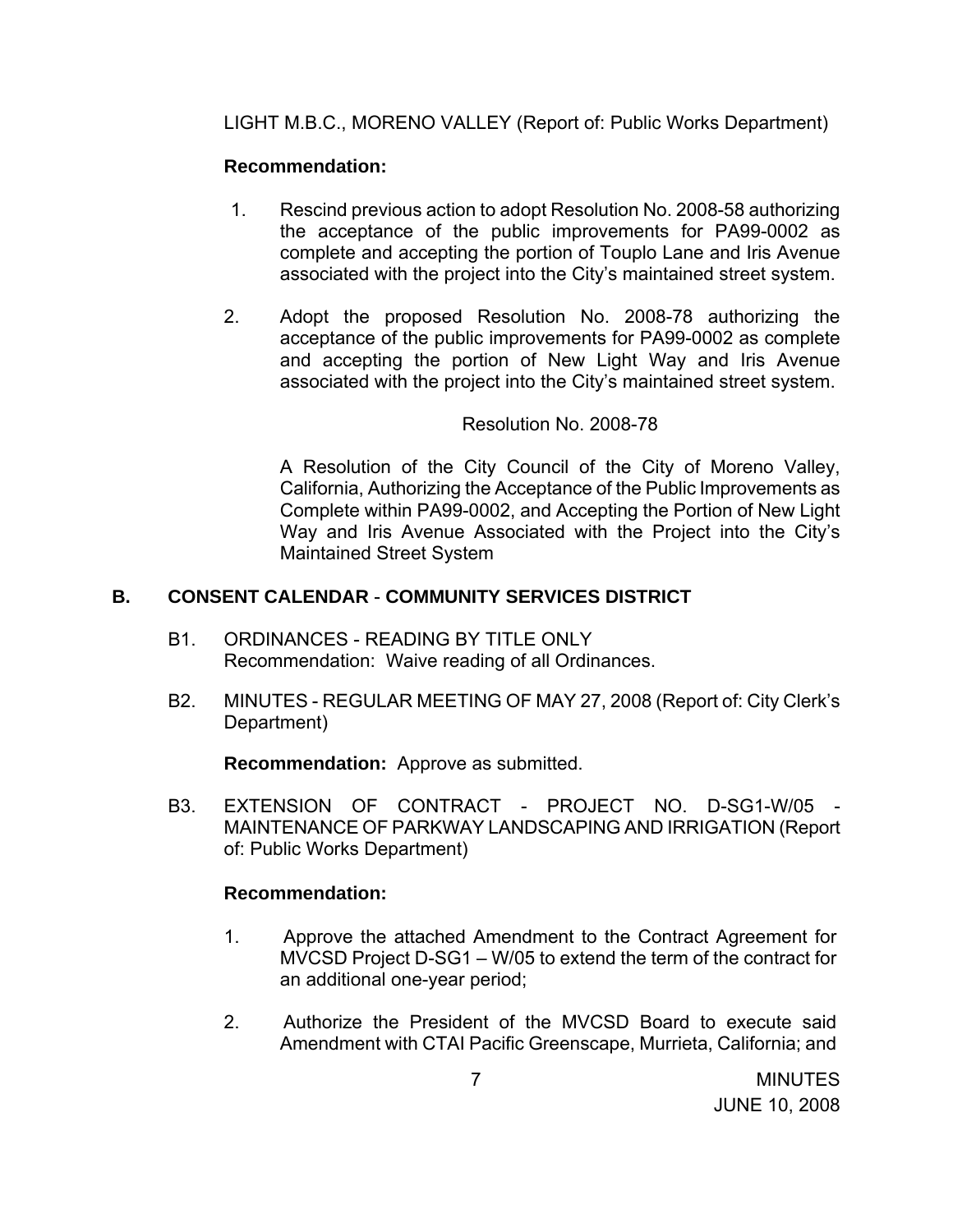LIGHT M.B.C., MORENO VALLEY (Report of: Public Works Department)

**Recommendation:**

1. Rescind previous action to adopt Resolution No. 2008-58 authorizing the acceptance of the public improvements for PA99-0002 as complete and accepting the portion of Touplo Lane and Iris Avenue associated with the project into the City's maintained street system.

2. Adopt the proposed Resolution No. 2008-78 authorizing the acceptance of the public improvements for PA99-0002 as complete and accepting the portion of New Light Way and Iris Avenue associated with the project into the City's maintained street system.

Resolution No. 2008-78

A Resolution of the City Council of the City of Moreno Valley, California, Authorizing the Acceptance of the Public Improvements as Complete within PA99-0002, and Accepting the Portion of New Light Way and Iris Avenue Associated with the Project into the City's Maintained Street System

## B. CONSENT CALENDAR - COMMUNITY SERVICES DISTRICT

B1. ORDINANCES - READING BY TITLE ONLY
Recommendation: Waive reading of all Ordinances.

B2. MINUTES - REGULAR MEETING OF MAY 27, 2008 (Report of: City Clerk's Department)

**Recommendation:** Approve as submitted.

B3. EXTENSION OF CONTRACT - PROJECT NO. D-SG1-W/05 - MAINTENANCE OF PARKWAY LANDSCAPING AND IRRIGATION (Report of: Public Works Department)

**Recommendation:**

1. Approve the attached Amendment to the Contract Agreement for MVCSD Project D-SG1 – W/05 to extend the term of the contract for an additional one-year period;

2. Authorize the President of the MVCSD Board to execute said Amendment with CTAI Pacific Greenscape, Murrieta, California; and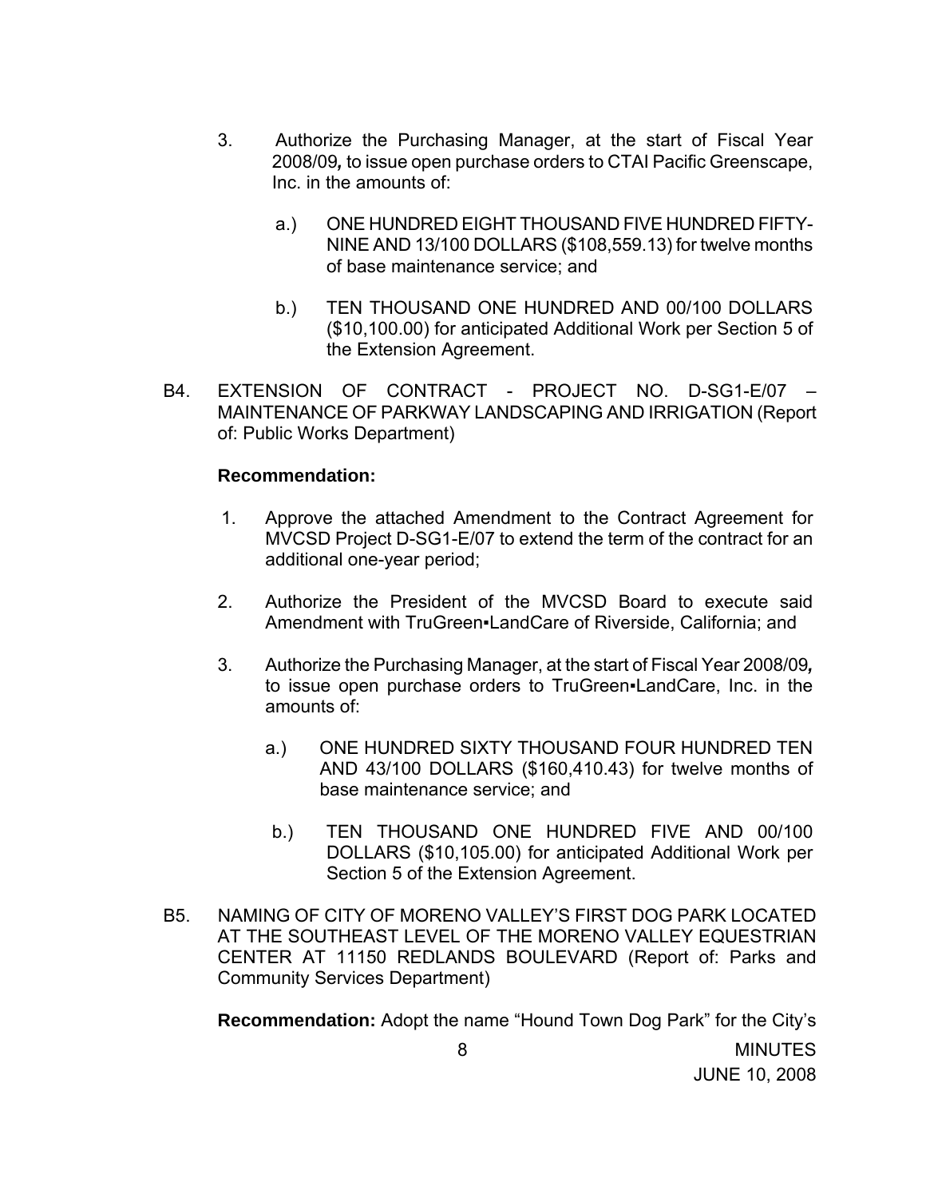3. Authorize the Purchasing Manager, at the start of Fiscal Year 2008/09**,** to issue open purchase orders to CTAI Pacific Greenscape, Inc. in the amounts of:

   a.) ONE HUNDRED EIGHT THOUSAND FIVE HUNDRED FIFTY-NINE AND 13/100 DOLLARS ($108,559.13) for twelve months of base maintenance service; and

   b.) TEN THOUSAND ONE HUNDRED AND 00/100 DOLLARS ($10,100.00) for anticipated Additional Work per Section 5 of the Extension Agreement.

B4. EXTENSION OF CONTRACT - PROJECT NO. D-SG1-E/07 – MAINTENANCE OF PARKWAY LANDSCAPING AND IRRIGATION (Report of: Public Works Department)

**Recommendation:**

1. Approve the attached Amendment to the Contract Agreement for MVCSD Project D-SG1-E/07 to extend the term of the contract for an additional one-year period;

2. Authorize the President of the MVCSD Board to execute said Amendment with TruGreen▪LandCare of Riverside, California; and

3. Authorize the Purchasing Manager, at the start of Fiscal Year 2008/09**,** to issue open purchase orders to TruGreen▪LandCare, Inc. in the amounts of:

   a.) ONE HUNDRED SIXTY THOUSAND FOUR HUNDRED TEN AND 43/100 DOLLARS ($160,410.43) for twelve months of base maintenance service; and

   b.) TEN THOUSAND ONE HUNDRED FIVE AND 00/100 DOLLARS ($10,105.00) for anticipated Additional Work per Section 5 of the Extension Agreement.

B5. NAMING OF CITY OF MORENO VALLEY'S FIRST DOG PARK LOCATED AT THE SOUTHEAST LEVEL OF THE MORENO VALLEY EQUESTRIAN CENTER AT 11150 REDLANDS BOULEVARD (Report of: Parks and Community Services Department)

**Recommendation:** Adopt the name "Hound Town Dog Park" for the City's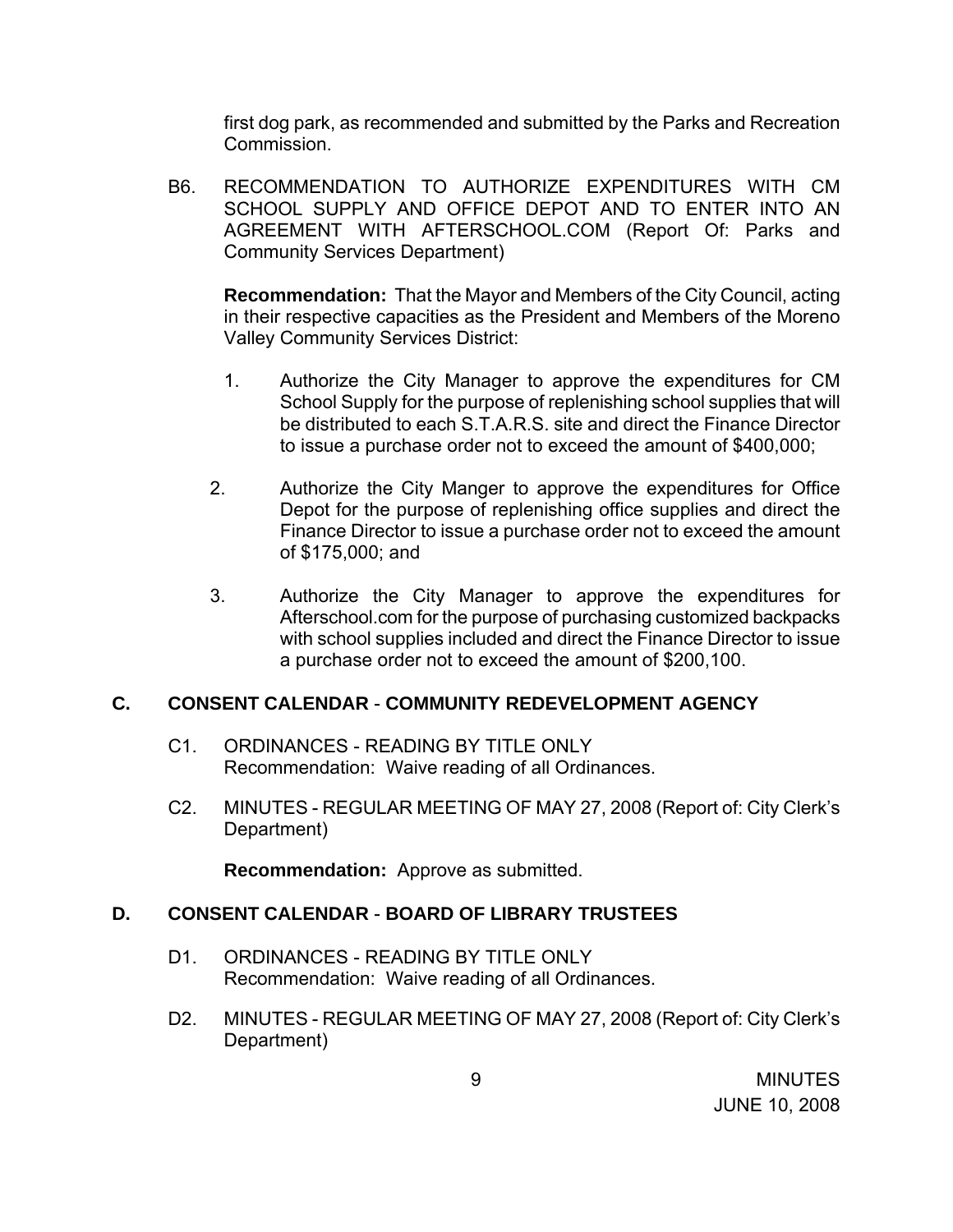first dog park, as recommended and submitted by the Parks and Recreation Commission.

B6. RECOMMENDATION TO AUTHORIZE EXPENDITURES WITH CM SCHOOL SUPPLY AND OFFICE DEPOT AND TO ENTER INTO AN AGREEMENT WITH AFTERSCHOOL.COM (Report Of: Parks and Community Services Department)

**Recommendation:** That the Mayor and Members of the City Council, acting in their respective capacities as the President and Members of the Moreno Valley Community Services District:

1. Authorize the City Manager to approve the expenditures for CM School Supply for the purpose of replenishing school supplies that will be distributed to each S.T.A.R.S. site and direct the Finance Director to issue a purchase order not to exceed the amount of $400,000;

2. Authorize the City Manger to approve the expenditures for Office Depot for the purpose of replenishing office supplies and direct the Finance Director to issue a purchase order not to exceed the amount of $175,000; and

3. Authorize the City Manager to approve the expenditures for Afterschool.com for the purpose of purchasing customized backpacks with school supplies included and direct the Finance Director to issue a purchase order not to exceed the amount of $200,100.

## C. CONSENT CALENDAR - COMMUNITY REDEVELOPMENT AGENCY

C1. ORDINANCES - READING BY TITLE ONLY
Recommendation: Waive reading of all Ordinances.

C2. MINUTES - REGULAR MEETING OF MAY 27, 2008 (Report of: City Clerk's Department)

**Recommendation:** Approve as submitted.

## D. CONSENT CALENDAR - BOARD OF LIBRARY TRUSTEES

D1. ORDINANCES - READING BY TITLE ONLY
Recommendation: Waive reading of all Ordinances.

D2. MINUTES - REGULAR MEETING OF MAY 27, 2008 (Report of: City Clerk's Department)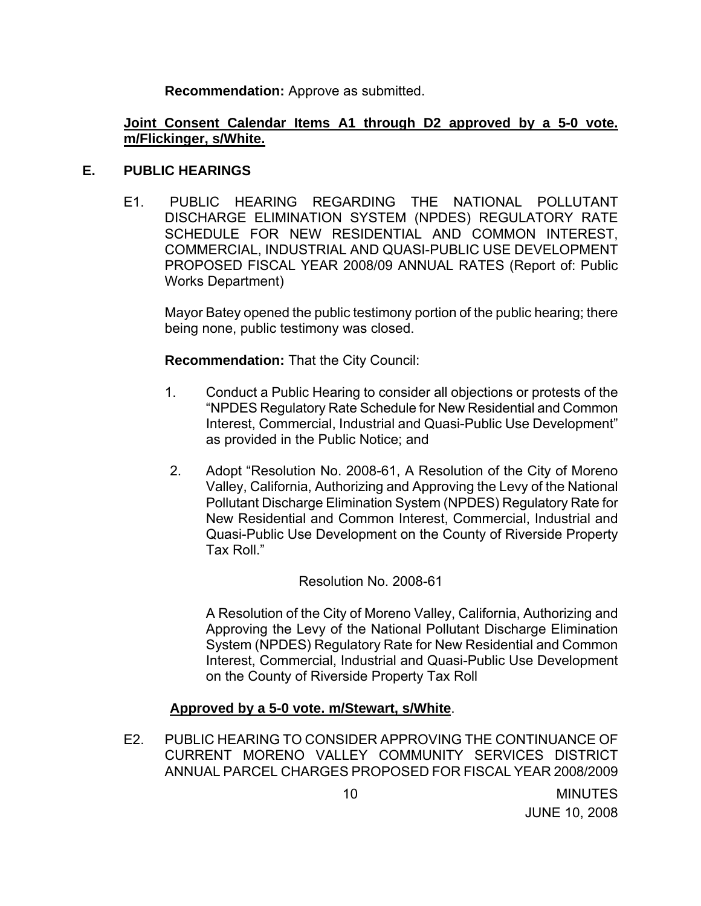**Recommendation:** Approve as submitted.

**Joint Consent Calendar Items A1 through D2 approved by a 5-0 vote. m/Flickinger, s/White.**

## E. PUBLIC HEARINGS

E1. PUBLIC HEARING REGARDING THE NATIONAL POLLUTANT DISCHARGE ELIMINATION SYSTEM (NPDES) REGULATORY RATE SCHEDULE FOR NEW RESIDENTIAL AND COMMON INTEREST, COMMERCIAL, INDUSTRIAL AND QUASI-PUBLIC USE DEVELOPMENT PROPOSED FISCAL YEAR 2008/09 ANNUAL RATES (Report of: Public Works Department)

Mayor Batey opened the public testimony portion of the public hearing; there being none, public testimony was closed.

**Recommendation:** That the City Council:

1. Conduct a Public Hearing to consider all objections or protests of the "NPDES Regulatory Rate Schedule for New Residential and Common Interest, Commercial, Industrial and Quasi-Public Use Development" as provided in the Public Notice; and

2. Adopt "Resolution No. 2008-61, A Resolution of the City of Moreno Valley, California, Authorizing and Approving the Levy of the National Pollutant Discharge Elimination System (NPDES) Regulatory Rate for New Residential and Common Interest, Commercial, Industrial and Quasi-Public Use Development on the County of Riverside Property Tax Roll."

Resolution No. 2008-61

A Resolution of the City of Moreno Valley, California, Authorizing and Approving the Levy of the National Pollutant Discharge Elimination System (NPDES) Regulatory Rate for New Residential and Common Interest, Commercial, Industrial and Quasi-Public Use Development on the County of Riverside Property Tax Roll

**Approved by a 5-0 vote. m/Stewart, s/White**.

E2. PUBLIC HEARING TO CONSIDER APPROVING THE CONTINUANCE OF CURRENT MORENO VALLEY COMMUNITY SERVICES DISTRICT ANNUAL PARCEL CHARGES PROPOSED FOR FISCAL YEAR 2008/2009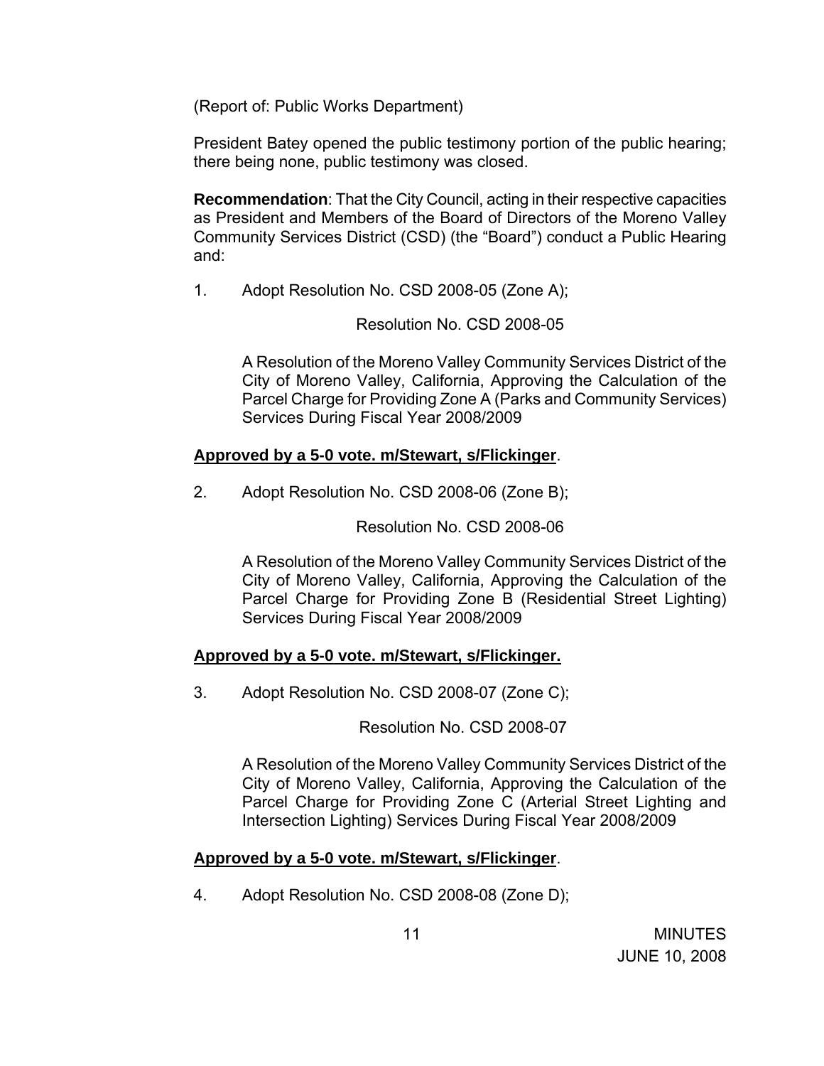(Report of: Public Works Department)

President Batey opened the public testimony portion of the public hearing; there being none, public testimony was closed.

**Recommendation**: That the City Council, acting in their respective capacities as President and Members of the Board of Directors of the Moreno Valley Community Services District (CSD) (the "Board") conduct a Public Hearing and:

1. Adopt Resolution No. CSD 2008-05 (Zone A);

   Resolution No. CSD 2008-05

   A Resolution of the Moreno Valley Community Services District of the City of Moreno Valley, California, Approving the Calculation of the Parcel Charge for Providing Zone A (Parks and Community Services) Services During Fiscal Year 2008/2009

**Approved by a 5-0 vote. m/Stewart, s/Flickinger**.

2. Adopt Resolution No. CSD 2008-06 (Zone B);

   Resolution No. CSD 2008-06

   A Resolution of the Moreno Valley Community Services District of the City of Moreno Valley, California, Approving the Calculation of the Parcel Charge for Providing Zone B (Residential Street Lighting) Services During Fiscal Year 2008/2009

**Approved by a 5-0 vote. m/Stewart, s/Flickinger.**

3. Adopt Resolution No. CSD 2008-07 (Zone C);

   Resolution No. CSD 2008-07

   A Resolution of the Moreno Valley Community Services District of the City of Moreno Valley, California, Approving the Calculation of the Parcel Charge for Providing Zone C (Arterial Street Lighting and Intersection Lighting) Services During Fiscal Year 2008/2009

**Approved by a 5-0 vote. m/Stewart, s/Flickinger**.

4. Adopt Resolution No. CSD 2008-08 (Zone D);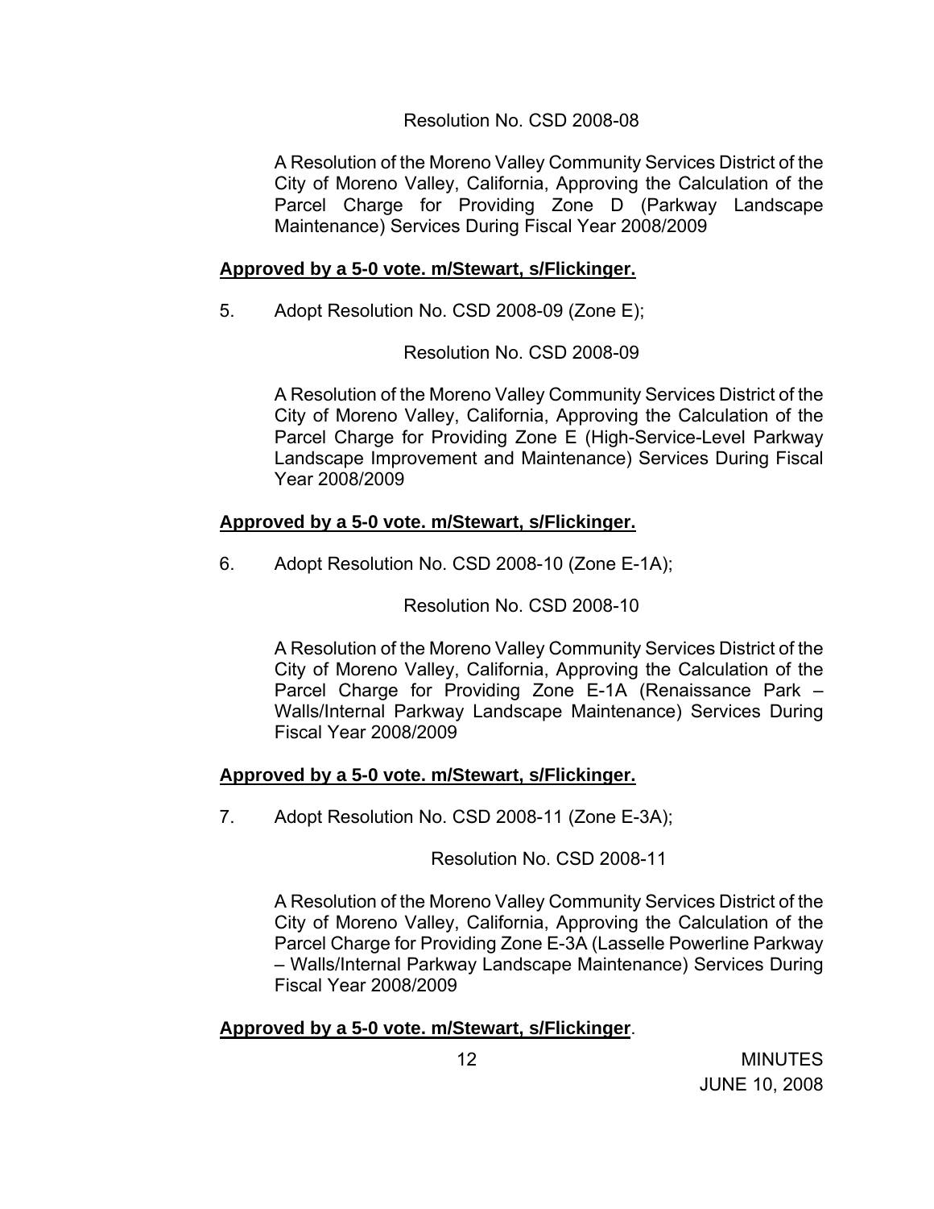Resolution No. CSD 2008-08

A Resolution of the Moreno Valley Community Services District of the City of Moreno Valley, California, Approving the Calculation of the Parcel Charge for Providing Zone D (Parkway Landscape Maintenance) Services During Fiscal Year 2008/2009

**Approved by a 5-0 vote. m/Stewart, s/Flickinger.**

5. Adopt Resolution No. CSD 2008-09 (Zone E);

Resolution No. CSD 2008-09

A Resolution of the Moreno Valley Community Services District of the City of Moreno Valley, California, Approving the Calculation of the Parcel Charge for Providing Zone E (High-Service-Level Parkway Landscape Improvement and Maintenance) Services During Fiscal Year 2008/2009

**Approved by a 5-0 vote. m/Stewart, s/Flickinger.**

6. Adopt Resolution No. CSD 2008-10 (Zone E-1A);

Resolution No. CSD 2008-10

A Resolution of the Moreno Valley Community Services District of the City of Moreno Valley, California, Approving the Calculation of the Parcel Charge for Providing Zone E-1A (Renaissance Park – Walls/Internal Parkway Landscape Maintenance) Services During Fiscal Year 2008/2009

**Approved by a 5-0 vote. m/Stewart, s/Flickinger.**

7. Adopt Resolution No. CSD 2008-11 (Zone E-3A);

Resolution No. CSD 2008-11

A Resolution of the Moreno Valley Community Services District of the City of Moreno Valley, California, Approving the Calculation of the Parcel Charge for Providing Zone E-3A (Lasselle Powerline Parkway – Walls/Internal Parkway Landscape Maintenance) Services During Fiscal Year 2008/2009

**Approved by a 5-0 vote. m/Stewart, s/Flickinger**.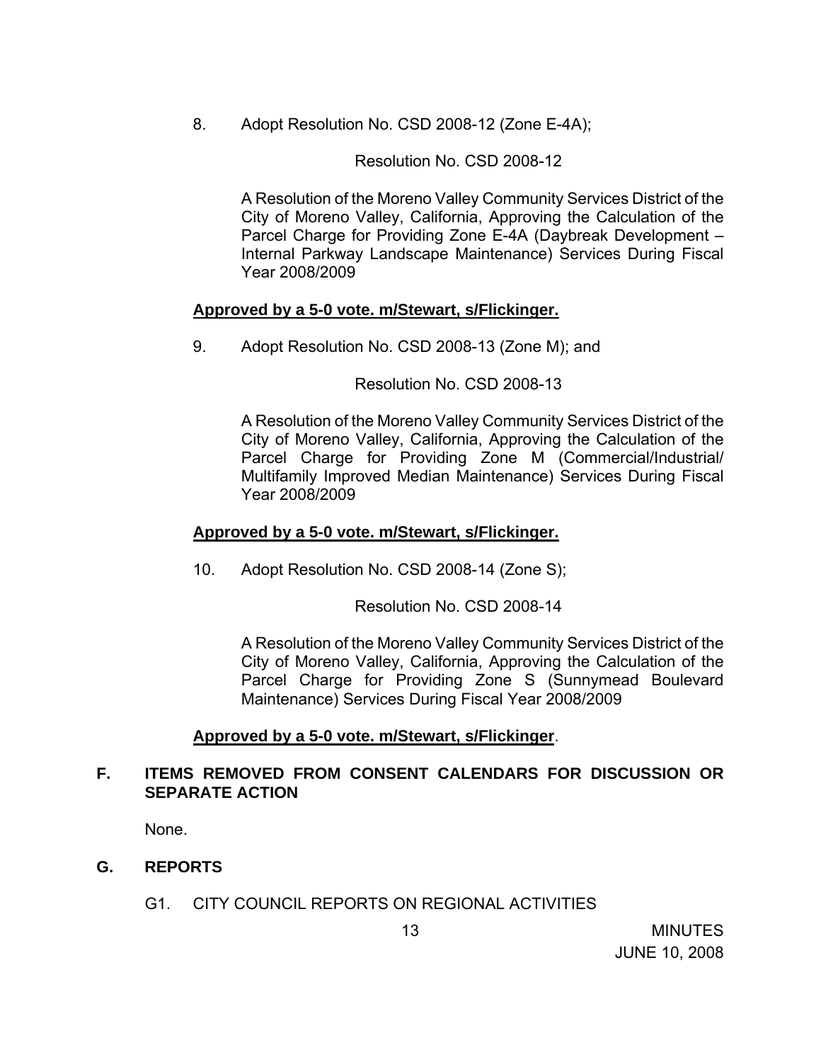8. Adopt Resolution No. CSD 2008-12 (Zone E-4A);

   Resolution No. CSD 2008-12

   A Resolution of the Moreno Valley Community Services District of the City of Moreno Valley, California, Approving the Calculation of the Parcel Charge for Providing Zone E-4A (Daybreak Development – Internal Parkway Landscape Maintenance) Services During Fiscal Year 2008/2009

**Approved by a 5-0 vote. m/Stewart, s/Flickinger.**

9. Adopt Resolution No. CSD 2008-13 (Zone M); and

   Resolution No. CSD 2008-13

   A Resolution of the Moreno Valley Community Services District of the City of Moreno Valley, California, Approving the Calculation of the Parcel Charge for Providing Zone M (Commercial/Industrial/ Multifamily Improved Median Maintenance) Services During Fiscal Year 2008/2009

**Approved by a 5-0 vote. m/Stewart, s/Flickinger.**

10. Adopt Resolution No. CSD 2008-14 (Zone S);

    Resolution No. CSD 2008-14

    A Resolution of the Moreno Valley Community Services District of the City of Moreno Valley, California, Approving the Calculation of the Parcel Charge for Providing Zone S (Sunnymead Boulevard Maintenance) Services During Fiscal Year 2008/2009

**Approved by a 5-0 vote. m/Stewart, s/Flickinger**.

## F. ITEMS REMOVED FROM CONSENT CALENDARS FOR DISCUSSION OR SEPARATE ACTION

None.

## G. REPORTS

G1. CITY COUNCIL REPORTS ON REGIONAL ACTIVITIES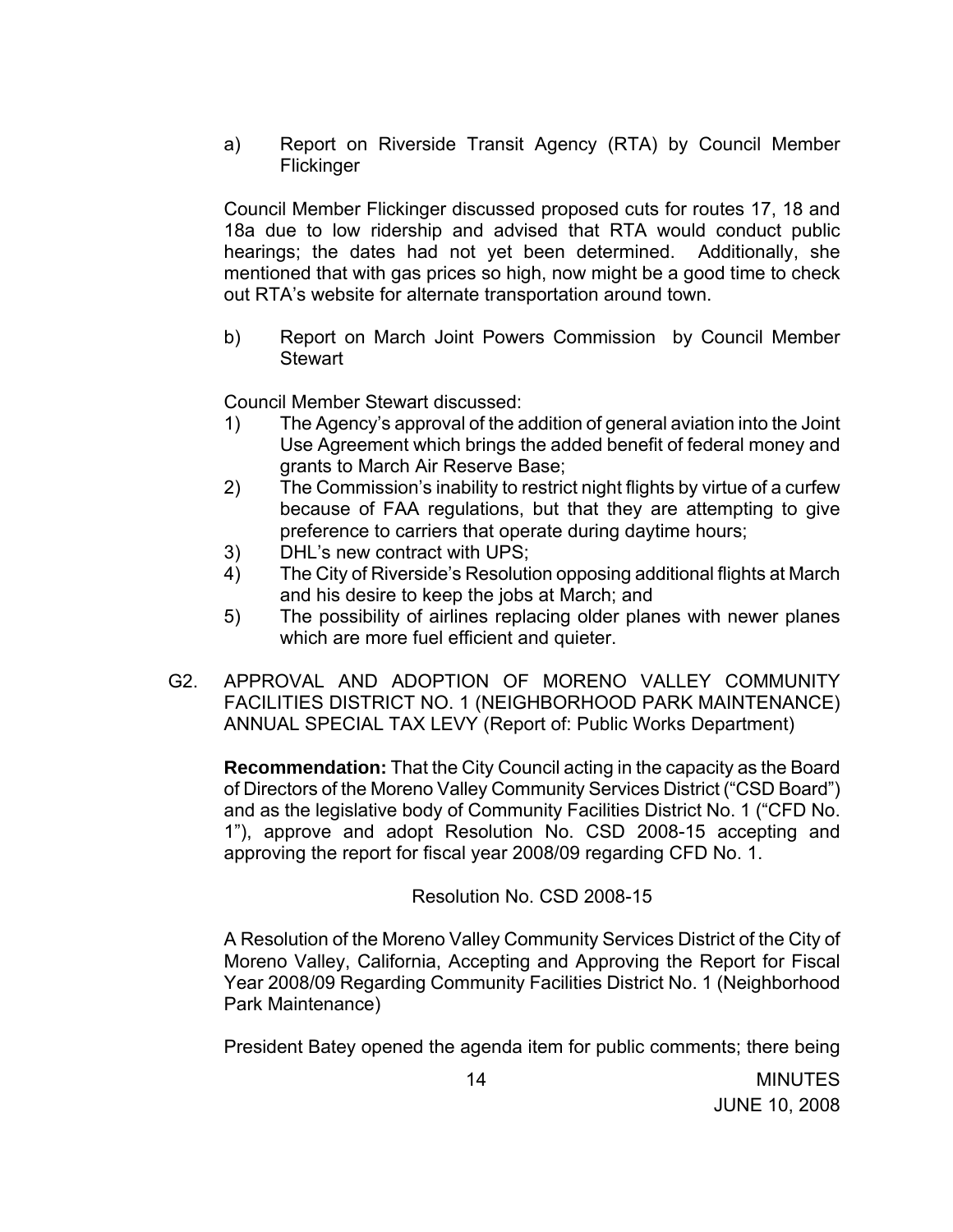a) Report on Riverside Transit Agency (RTA) by Council Member Flickinger

Council Member Flickinger discussed proposed cuts for routes 17, 18 and 18a due to low ridership and advised that RTA would conduct public hearings; the dates had not yet been determined. Additionally, she mentioned that with gas prices so high, now might be a good time to check out RTA's website for alternate transportation around town.

b) Report on March Joint Powers Commission by Council Member Stewart

Council Member Stewart discussed:

1) The Agency's approval of the addition of general aviation into the Joint Use Agreement which brings the added benefit of federal money and grants to March Air Reserve Base;
2) The Commission's inability to restrict night flights by virtue of a curfew because of FAA regulations, but that they are attempting to give preference to carriers that operate during daytime hours;
3) DHL's new contract with UPS;
4) The City of Riverside's Resolution opposing additional flights at March and his desire to keep the jobs at March; and
5) The possibility of airlines replacing older planes with newer planes which are more fuel efficient and quieter.

G2. APPROVAL AND ADOPTION OF MORENO VALLEY COMMUNITY FACILITIES DISTRICT NO. 1 (NEIGHBORHOOD PARK MAINTENANCE) ANNUAL SPECIAL TAX LEVY (Report of: Public Works Department)

**Recommendation:** That the City Council acting in the capacity as the Board of Directors of the Moreno Valley Community Services District ("CSD Board") and as the legislative body of Community Facilities District No. 1 ("CFD No. 1"), approve and adopt Resolution No. CSD 2008-15 accepting and approving the report for fiscal year 2008/09 regarding CFD No. 1.

Resolution No. CSD 2008-15

A Resolution of the Moreno Valley Community Services District of the City of Moreno Valley, California, Accepting and Approving the Report for Fiscal Year 2008/09 Regarding Community Facilities District No. 1 (Neighborhood Park Maintenance)

President Batey opened the agenda item for public comments; there being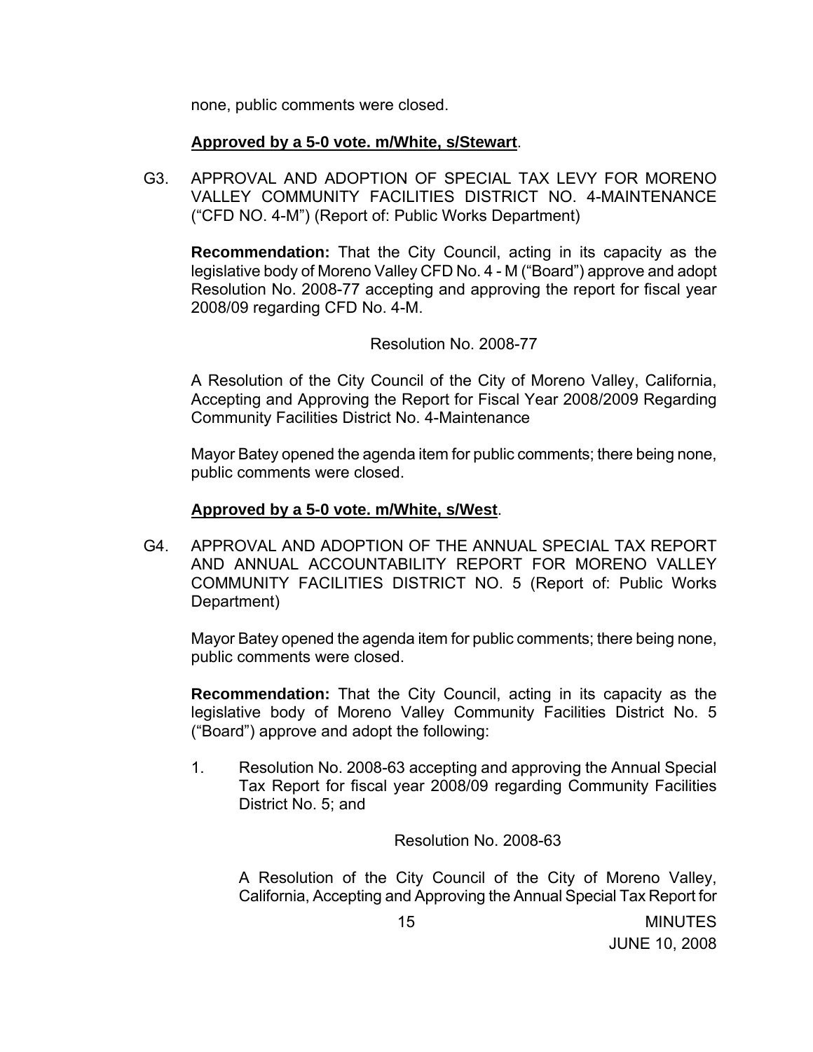none, public comments were closed.

**Approved by a 5-0 vote. m/White, s/Stewart**.

G3. APPROVAL AND ADOPTION OF SPECIAL TAX LEVY FOR MORENO VALLEY COMMUNITY FACILITIES DISTRICT NO. 4-MAINTENANCE ("CFD NO. 4-M") (Report of: Public Works Department)

**Recommendation:** That the City Council, acting in its capacity as the legislative body of Moreno Valley CFD No. 4 - M ("Board") approve and adopt Resolution No. 2008-77 accepting and approving the report for fiscal year 2008/09 regarding CFD No. 4-M.

Resolution No. 2008-77

A Resolution of the City Council of the City of Moreno Valley, California, Accepting and Approving the Report for Fiscal Year 2008/2009 Regarding Community Facilities District No. 4-Maintenance

Mayor Batey opened the agenda item for public comments; there being none, public comments were closed.

**Approved by a 5-0 vote. m/White, s/West**.

G4. APPROVAL AND ADOPTION OF THE ANNUAL SPECIAL TAX REPORT AND ANNUAL ACCOUNTABILITY REPORT FOR MORENO VALLEY COMMUNITY FACILITIES DISTRICT NO. 5 (Report of: Public Works Department)

Mayor Batey opened the agenda item for public comments; there being none, public comments were closed.

**Recommendation:** That the City Council, acting in its capacity as the legislative body of Moreno Valley Community Facilities District No. 5 ("Board") approve and adopt the following:

1. Resolution No. 2008-63 accepting and approving the Annual Special Tax Report for fiscal year 2008/09 regarding Community Facilities District No. 5; and

   Resolution No. 2008-63

   A Resolution of the City Council of the City of Moreno Valley, California, Accepting and Approving the Annual Special Tax Report for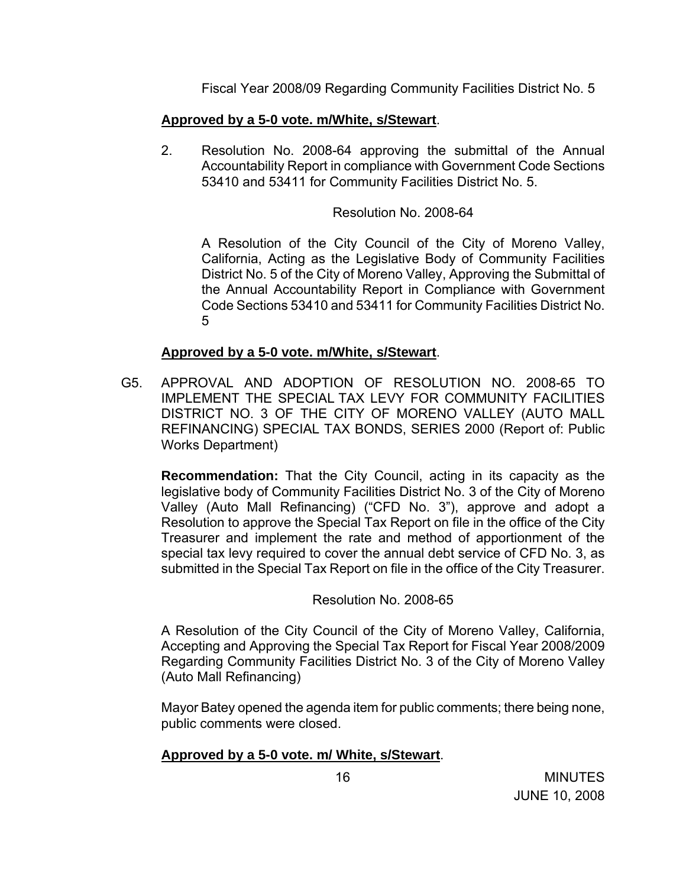Fiscal Year 2008/09 Regarding Community Facilities District No. 5

**Approved by a 5-0 vote. m/White, s/Stewart**.

2. Resolution No. 2008-64 approving the submittal of the Annual Accountability Report in compliance with Government Code Sections 53410 and 53411 for Community Facilities District No. 5.

Resolution No. 2008-64

A Resolution of the City Council of the City of Moreno Valley, California, Acting as the Legislative Body of Community Facilities District No. 5 of the City of Moreno Valley, Approving the Submittal of the Annual Accountability Report in Compliance with Government Code Sections 53410 and 53411 for Community Facilities District No. 5

**Approved by a 5-0 vote. m/White, s/Stewart**.

G5. APPROVAL AND ADOPTION OF RESOLUTION NO. 2008-65 TO IMPLEMENT THE SPECIAL TAX LEVY FOR COMMUNITY FACILITIES DISTRICT NO. 3 OF THE CITY OF MORENO VALLEY (AUTO MALL REFINANCING) SPECIAL TAX BONDS, SERIES 2000 (Report of: Public Works Department)

**Recommendation:** That the City Council, acting in its capacity as the legislative body of Community Facilities District No. 3 of the City of Moreno Valley (Auto Mall Refinancing) ("CFD No. 3"), approve and adopt a Resolution to approve the Special Tax Report on file in the office of the City Treasurer and implement the rate and method of apportionment of the special tax levy required to cover the annual debt service of CFD No. 3, as submitted in the Special Tax Report on file in the office of the City Treasurer.

Resolution No. 2008-65

A Resolution of the City Council of the City of Moreno Valley, California, Accepting and Approving the Special Tax Report for Fiscal Year 2008/2009 Regarding Community Facilities District No. 3 of the City of Moreno Valley (Auto Mall Refinancing)

Mayor Batey opened the agenda item for public comments; there being none, public comments were closed.

**Approved by a 5-0 vote. m/ White, s/Stewart**.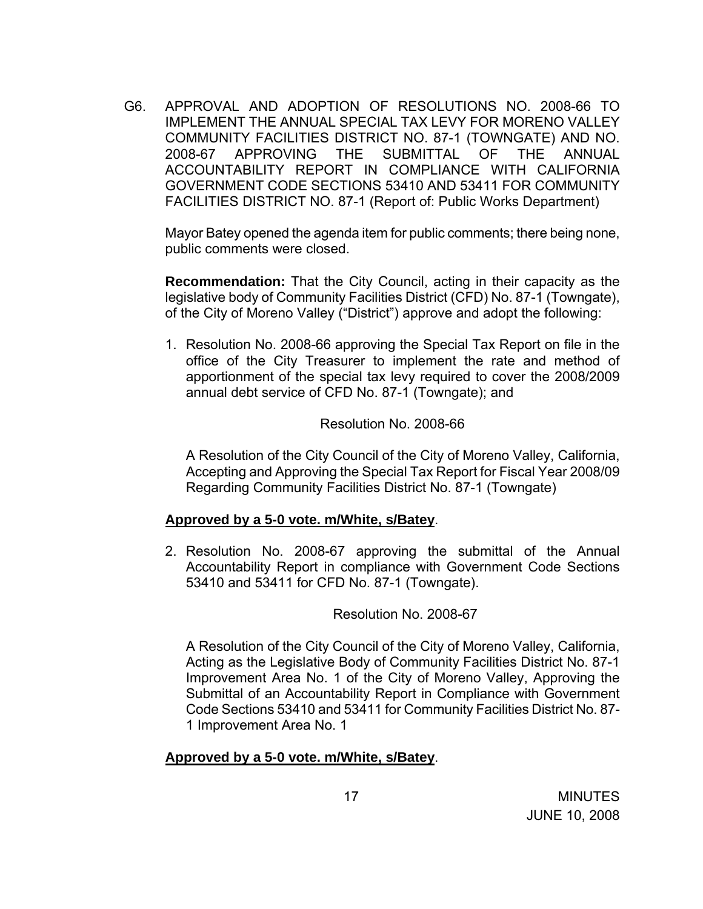G6. APPROVAL AND ADOPTION OF RESOLUTIONS NO. 2008-66 TO IMPLEMENT THE ANNUAL SPECIAL TAX LEVY FOR MORENO VALLEY COMMUNITY FACILITIES DISTRICT NO. 87-1 (TOWNGATE) AND NO. 2008-67 APPROVING THE SUBMITTAL OF THE ANNUAL ACCOUNTABILITY REPORT IN COMPLIANCE WITH CALIFORNIA GOVERNMENT CODE SECTIONS 53410 AND 53411 FOR COMMUNITY FACILITIES DISTRICT NO. 87-1 (Report of: Public Works Department)

Mayor Batey opened the agenda item for public comments; there being none, public comments were closed.

**Recommendation:** That the City Council, acting in their capacity as the legislative body of Community Facilities District (CFD) No. 87-1 (Towngate), of the City of Moreno Valley ("District") approve and adopt the following:

1. Resolution No. 2008-66 approving the Special Tax Report on file in the office of the City Treasurer to implement the rate and method of apportionment of the special tax levy required to cover the 2008/2009 annual debt service of CFD No. 87-1 (Towngate); and

Resolution No. 2008-66

A Resolution of the City Council of the City of Moreno Valley, California, Accepting and Approving the Special Tax Report for Fiscal Year 2008/09 Regarding Community Facilities District No. 87-1 (Towngate)

**Approved by a 5-0 vote. m/White, s/Batey**.

2. Resolution No. 2008-67 approving the submittal of the Annual Accountability Report in compliance with Government Code Sections 53410 and 53411 for CFD No. 87-1 (Towngate).

Resolution No. 2008-67

A Resolution of the City Council of the City of Moreno Valley, California, Acting as the Legislative Body of Community Facilities District No. 87-1 Improvement Area No. 1 of the City of Moreno Valley, Approving the Submittal of an Accountability Report in Compliance with Government Code Sections 53410 and 53411 for Community Facilities District No. 87-1 Improvement Area No. 1

**Approved by a 5-0 vote. m/White, s/Batey**.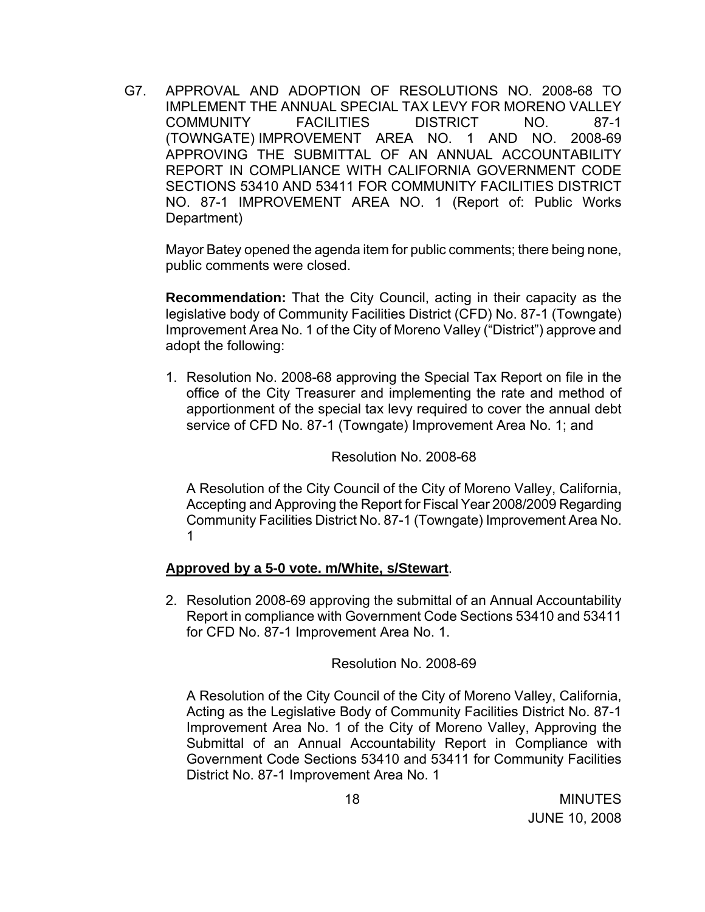G7. APPROVAL AND ADOPTION OF RESOLUTIONS NO. 2008-68 TO IMPLEMENT THE ANNUAL SPECIAL TAX LEVY FOR MORENO VALLEY COMMUNITY FACILITIES DISTRICT NO. 87-1 (TOWNGATE) IMPROVEMENT AREA NO. 1 AND NO. 2008-69 APPROVING THE SUBMITTAL OF AN ANNUAL ACCOUNTABILITY REPORT IN COMPLIANCE WITH CALIFORNIA GOVERNMENT CODE SECTIONS 53410 AND 53411 FOR COMMUNITY FACILITIES DISTRICT NO. 87-1 IMPROVEMENT AREA NO. 1 (Report of: Public Works Department)

Mayor Batey opened the agenda item for public comments; there being none, public comments were closed.

**Recommendation:** That the City Council, acting in their capacity as the legislative body of Community Facilities District (CFD) No. 87-1 (Towngate) Improvement Area No. 1 of the City of Moreno Valley ("District") approve and adopt the following:

1. Resolution No. 2008-68 approving the Special Tax Report on file in the office of the City Treasurer and implementing the rate and method of apportionment of the special tax levy required to cover the annual debt service of CFD No. 87-1 (Towngate) Improvement Area No. 1; and

Resolution No. 2008-68

A Resolution of the City Council of the City of Moreno Valley, California, Accepting and Approving the Report for Fiscal Year 2008/2009 Regarding Community Facilities District No. 87-1 (Towngate) Improvement Area No. 1

**Approved by a 5-0 vote. m/White, s/Stewart**.

2. Resolution 2008-69 approving the submittal of an Annual Accountability Report in compliance with Government Code Sections 53410 and 53411 for CFD No. 87-1 Improvement Area No. 1.

Resolution No. 2008-69

A Resolution of the City Council of the City of Moreno Valley, California, Acting as the Legislative Body of Community Facilities District No. 87-1 Improvement Area No. 1 of the City of Moreno Valley, Approving the Submittal of an Annual Accountability Report in Compliance with Government Code Sections 53410 and 53411 for Community Facilities District No. 87-1 Improvement Area No. 1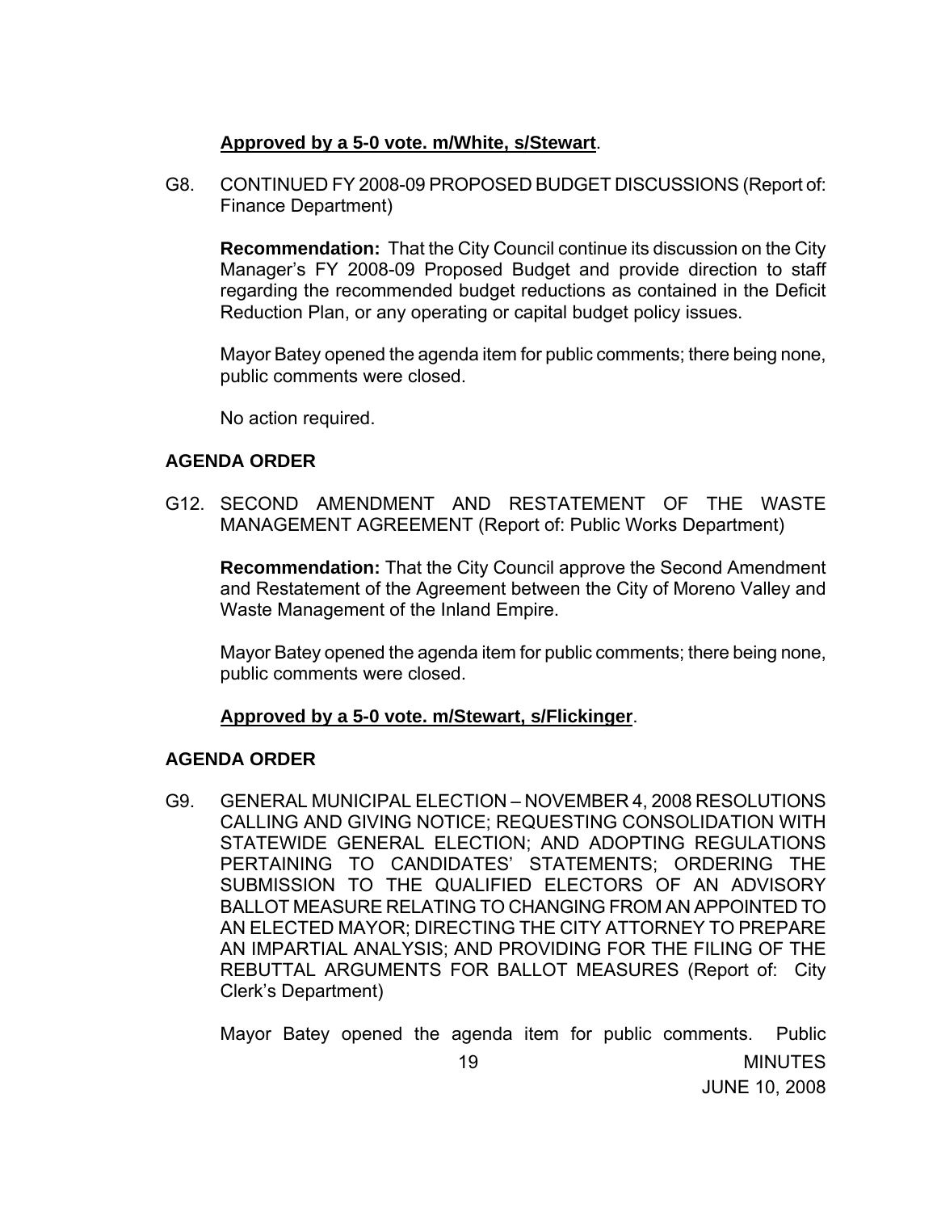**Approved by a 5-0 vote. m/White, s/Stewart**.

G8. CONTINUED FY 2008-09 PROPOSED BUDGET DISCUSSIONS (Report of: Finance Department)

**Recommendation:** That the City Council continue its discussion on the City Manager's FY 2008-09 Proposed Budget and provide direction to staff regarding the recommended budget reductions as contained in the Deficit Reduction Plan, or any operating or capital budget policy issues.

Mayor Batey opened the agenda item for public comments; there being none, public comments were closed.

No action required.

**AGENDA ORDER**

G12. SECOND AMENDMENT AND RESTATEMENT OF THE WASTE MANAGEMENT AGREEMENT (Report of: Public Works Department)

**Recommendation:** That the City Council approve the Second Amendment and Restatement of the Agreement between the City of Moreno Valley and Waste Management of the Inland Empire.

Mayor Batey opened the agenda item for public comments; there being none, public comments were closed.

**Approved by a 5-0 vote. m/Stewart, s/Flickinger**.

**AGENDA ORDER**

G9. GENERAL MUNICIPAL ELECTION – NOVEMBER 4, 2008 RESOLUTIONS CALLING AND GIVING NOTICE; REQUESTING CONSOLIDATION WITH STATEWIDE GENERAL ELECTION; AND ADOPTING REGULATIONS PERTAINING TO CANDIDATES' STATEMENTS; ORDERING THE SUBMISSION TO THE QUALIFIED ELECTORS OF AN ADVISORY BALLOT MEASURE RELATING TO CHANGING FROM AN APPOINTED TO AN ELECTED MAYOR; DIRECTING THE CITY ATTORNEY TO PREPARE AN IMPARTIAL ANALYSIS; AND PROVIDING FOR THE FILING OF THE REBUTTAL ARGUMENTS FOR BALLOT MEASURES (Report of: City Clerk's Department)

Mayor Batey opened the agenda item for public comments. Public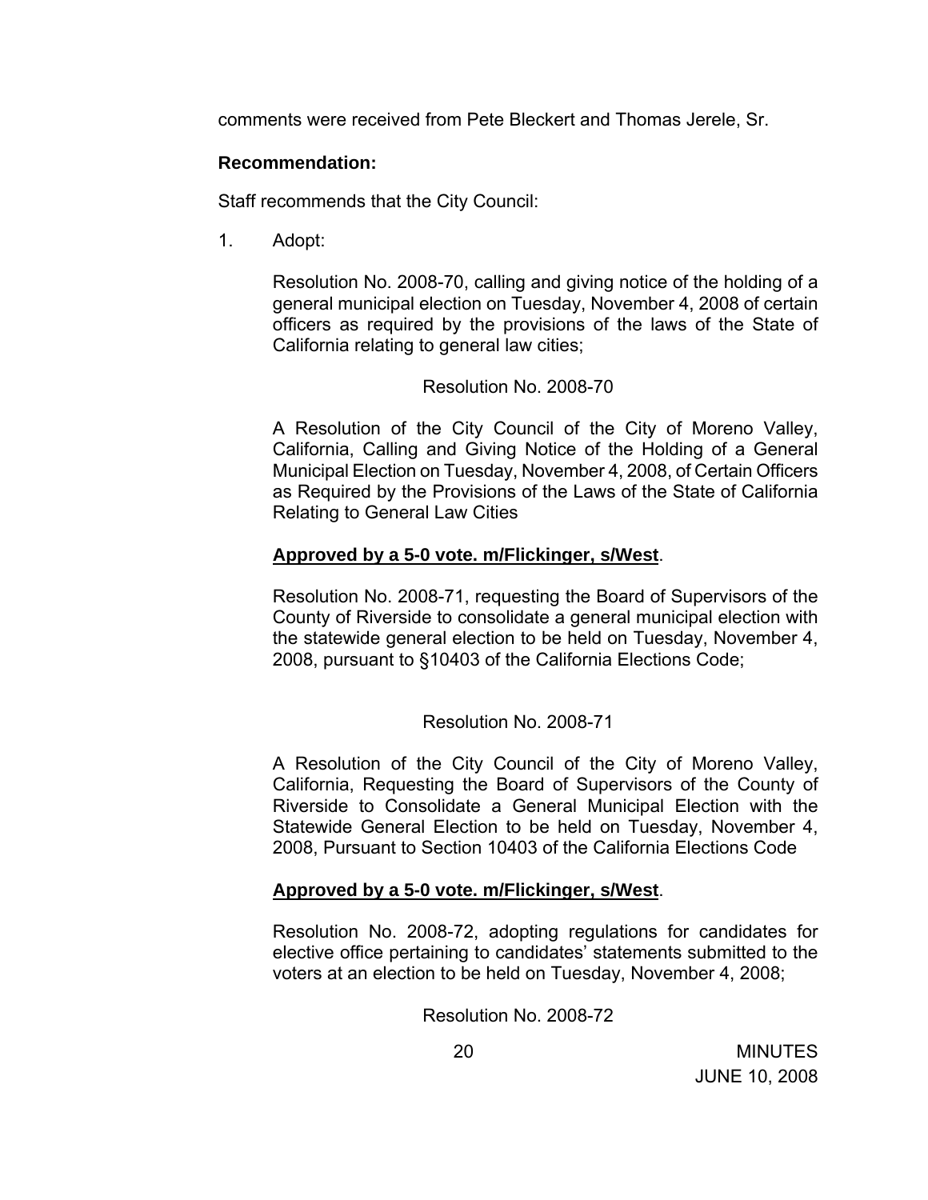comments were received from Pete Bleckert and Thomas Jerele, Sr.

**Recommendation:**

Staff recommends that the City Council:

1. Adopt:

   Resolution No. 2008-70, calling and giving notice of the holding of a general municipal election on Tuesday, November 4, 2008 of certain officers as required by the provisions of the laws of the State of California relating to general law cities;

   Resolution No. 2008-70

   A Resolution of the City Council of the City of Moreno Valley, California, Calling and Giving Notice of the Holding of a General Municipal Election on Tuesday, November 4, 2008, of Certain Officers as Required by the Provisions of the Laws of the State of California Relating to General Law Cities

   **Approved by a 5-0 vote. m/Flickinger, s/West**.

   Resolution No. 2008-71, requesting the Board of Supervisors of the County of Riverside to consolidate a general municipal election with the statewide general election to be held on Tuesday, November 4, 2008, pursuant to §10403 of the California Elections Code;

   Resolution No. 2008-71

   A Resolution of the City Council of the City of Moreno Valley, California, Requesting the Board of Supervisors of the County of Riverside to Consolidate a General Municipal Election with the Statewide General Election to be held on Tuesday, November 4, 2008, Pursuant to Section 10403 of the California Elections Code

   **Approved by a 5-0 vote. m/Flickinger, s/West**.

   Resolution No. 2008-72, adopting regulations for candidates for elective office pertaining to candidates' statements submitted to the voters at an election to be held on Tuesday, November 4, 2008;

   Resolution No. 2008-72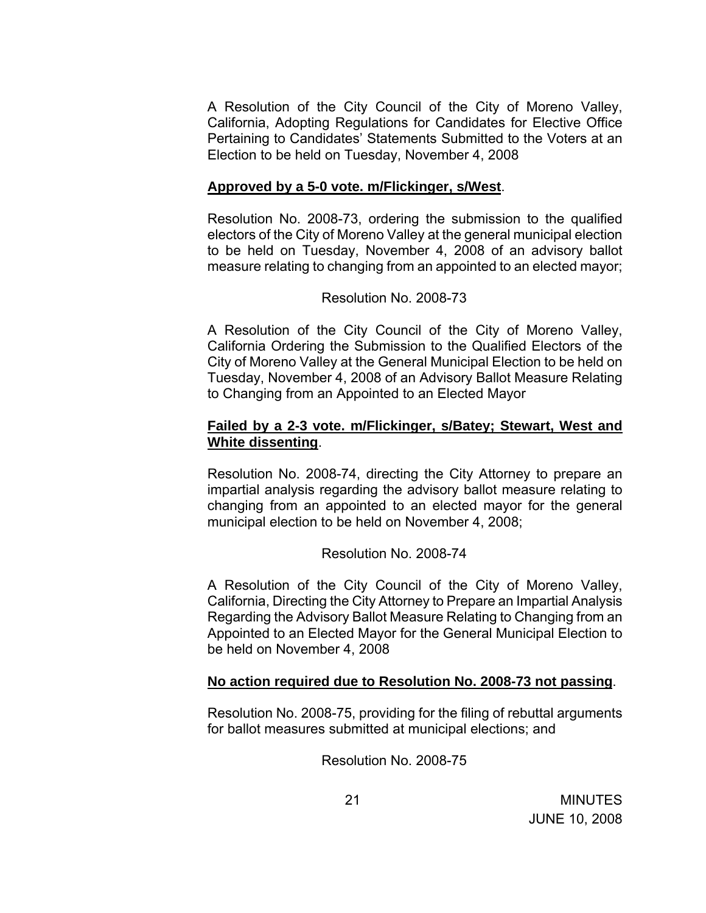A Resolution of the City Council of the City of Moreno Valley, California, Adopting Regulations for Candidates for Elective Office Pertaining to Candidates' Statements Submitted to the Voters at an Election to be held on Tuesday, November 4, 2008

**Approved by a 5-0 vote. m/Flickinger, s/West**.

Resolution No. 2008-73, ordering the submission to the qualified electors of the City of Moreno Valley at the general municipal election to be held on Tuesday, November 4, 2008 of an advisory ballot measure relating to changing from an appointed to an elected mayor;

Resolution No. 2008-73

A Resolution of the City Council of the City of Moreno Valley, California Ordering the Submission to the Qualified Electors of the City of Moreno Valley at the General Municipal Election to be held on Tuesday, November 4, 2008 of an Advisory Ballot Measure Relating to Changing from an Appointed to an Elected Mayor

**Failed by a 2-3 vote. m/Flickinger, s/Batey; Stewart, West and White dissenting**.

Resolution No. 2008-74, directing the City Attorney to prepare an impartial analysis regarding the advisory ballot measure relating to changing from an appointed to an elected mayor for the general municipal election to be held on November 4, 2008;

Resolution No. 2008-74

A Resolution of the City Council of the City of Moreno Valley, California, Directing the City Attorney to Prepare an Impartial Analysis Regarding the Advisory Ballot Measure Relating to Changing from an Appointed to an Elected Mayor for the General Municipal Election to be held on November 4, 2008

**No action required due to Resolution No. 2008-73 not passing**.

Resolution No. 2008-75, providing for the filing of rebuttal arguments for ballot measures submitted at municipal elections; and

Resolution No. 2008-75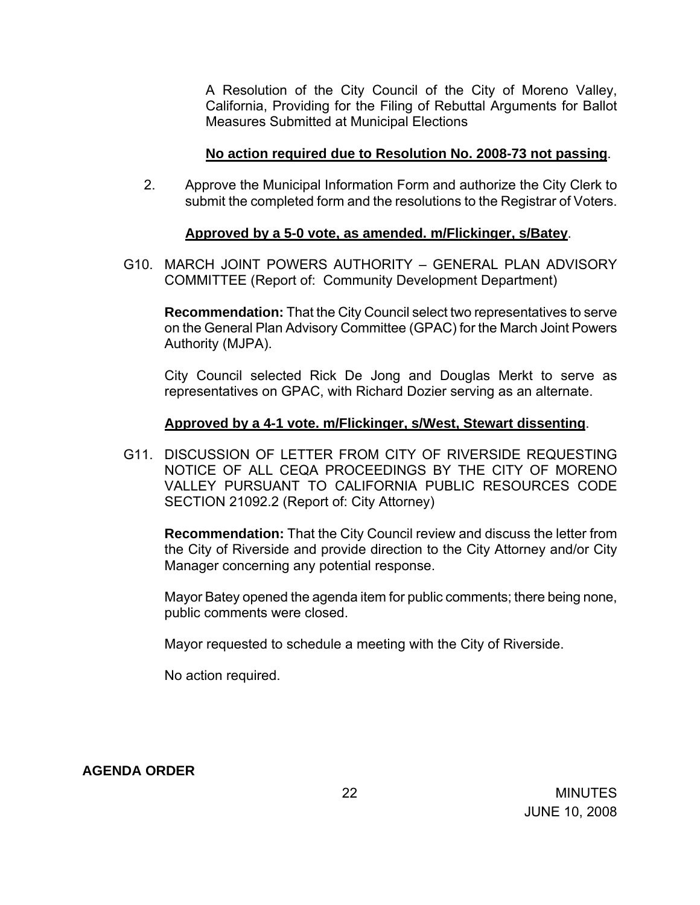A Resolution of the City Council of the City of Moreno Valley, California, Providing for the Filing of Rebuttal Arguments for Ballot Measures Submitted at Municipal Elections

**No action required due to Resolution No. 2008-73 not passing**.

2. Approve the Municipal Information Form and authorize the City Clerk to submit the completed form and the resolutions to the Registrar of Voters.

   **Approved by a 5-0 vote, as amended. m/Flickinger, s/Batey**.

G10. MARCH JOINT POWERS AUTHORITY – GENERAL PLAN ADVISORY COMMITTEE (Report of: Community Development Department)

**Recommendation:** That the City Council select two representatives to serve on the General Plan Advisory Committee (GPAC) for the March Joint Powers Authority (MJPA).

City Council selected Rick De Jong and Douglas Merkt to serve as representatives on GPAC, with Richard Dozier serving as an alternate.

**Approved by a 4-1 vote. m/Flickinger, s/West, Stewart dissenting**.

G11. DISCUSSION OF LETTER FROM CITY OF RIVERSIDE REQUESTING NOTICE OF ALL CEQA PROCEEDINGS BY THE CITY OF MORENO VALLEY PURSUANT TO CALIFORNIA PUBLIC RESOURCES CODE SECTION 21092.2 (Report of: City Attorney)

**Recommendation:** That the City Council review and discuss the letter from the City of Riverside and provide direction to the City Attorney and/or City Manager concerning any potential response.

Mayor Batey opened the agenda item for public comments; there being none, public comments were closed.

Mayor requested to schedule a meeting with the City of Riverside.

No action required.

**AGENDA ORDER**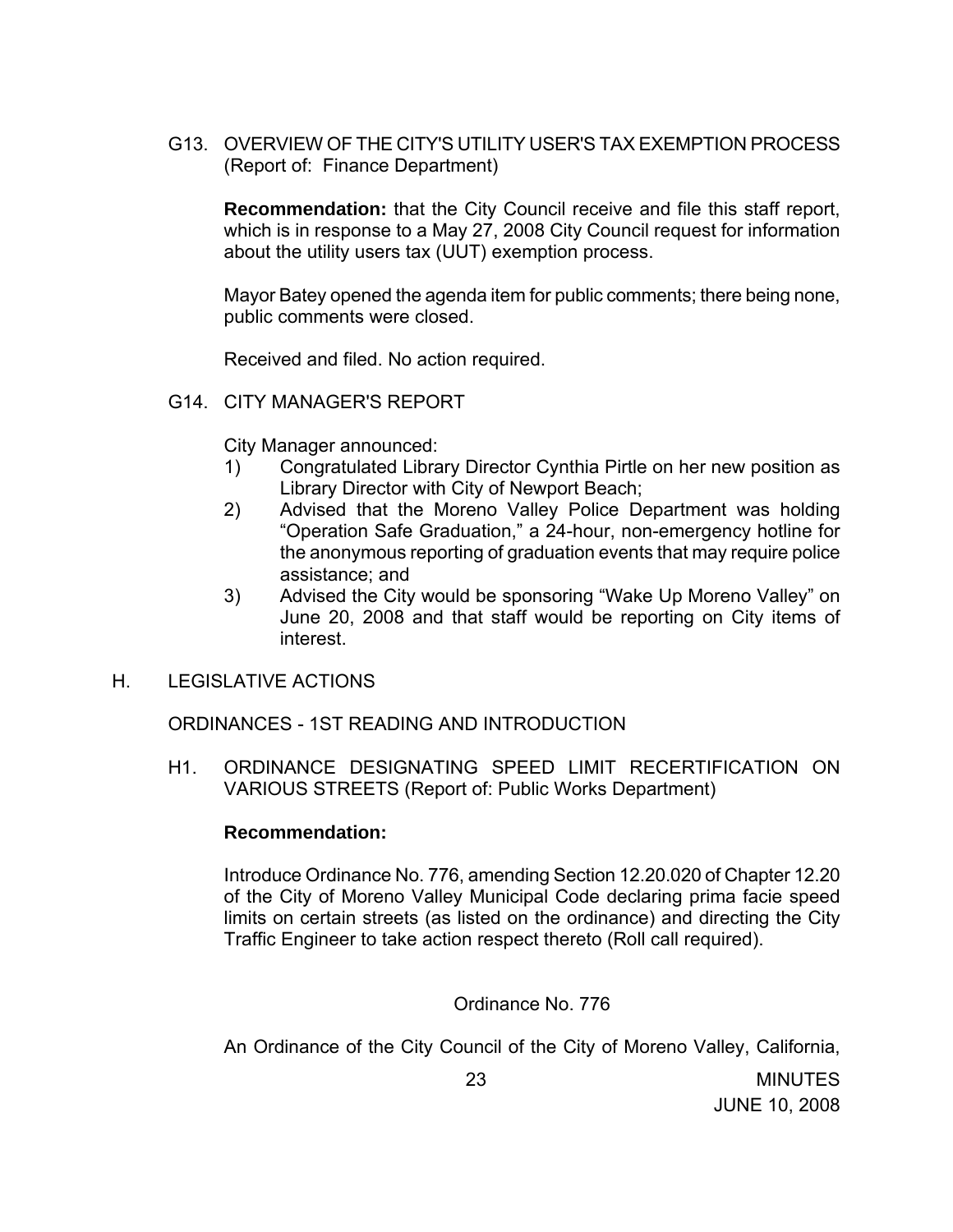G13. OVERVIEW OF THE CITY'S UTILITY USER'S TAX EXEMPTION PROCESS (Report of: Finance Department)

**Recommendation:** that the City Council receive and file this staff report, which is in response to a May 27, 2008 City Council request for information about the utility users tax (UUT) exemption process.

Mayor Batey opened the agenda item for public comments; there being none, public comments were closed.

Received and filed. No action required.

G14. CITY MANAGER'S REPORT

City Manager announced:

1) Congratulated Library Director Cynthia Pirtle on her new position as Library Director with City of Newport Beach;
2) Advised that the Moreno Valley Police Department was holding "Operation Safe Graduation," a 24-hour, non-emergency hotline for the anonymous reporting of graduation events that may require police assistance; and
3) Advised the City would be sponsoring "Wake Up Moreno Valley" on June 20, 2008 and that staff would be reporting on City items of interest.

H. LEGISLATIVE ACTIONS

ORDINANCES - 1ST READING AND INTRODUCTION

H1. ORDINANCE DESIGNATING SPEED LIMIT RECERTIFICATION ON VARIOUS STREETS (Report of: Public Works Department)

**Recommendation:**

Introduce Ordinance No. 776, amending Section 12.20.020 of Chapter 12.20 of the City of Moreno Valley Municipal Code declaring prima facie speed limits on certain streets (as listed on the ordinance) and directing the City Traffic Engineer to take action respect thereto (Roll call required).

Ordinance No. 776

An Ordinance of the City Council of the City of Moreno Valley, California,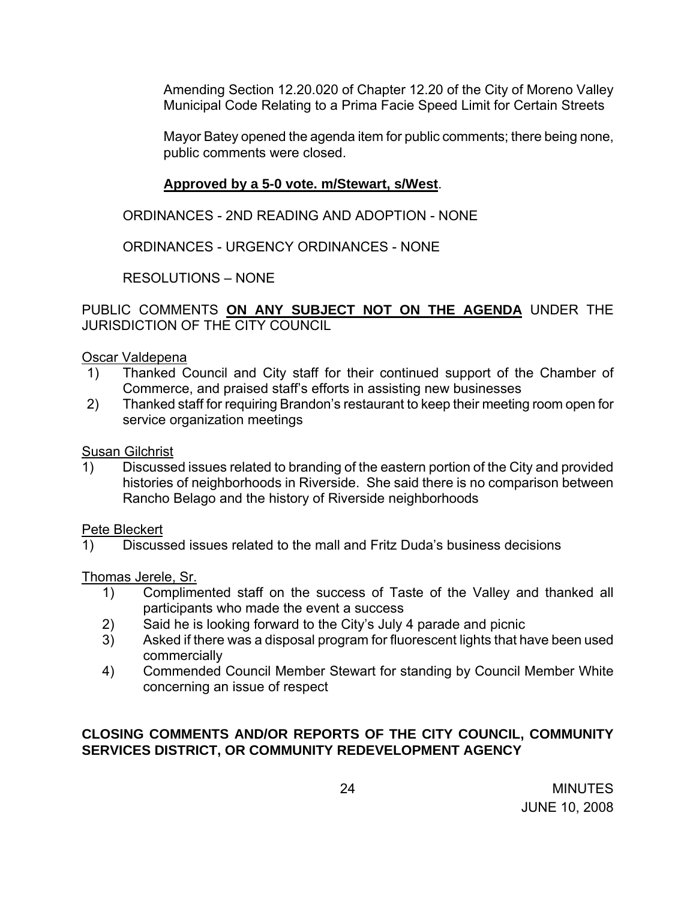Amending Section 12.20.020 of Chapter 12.20 of the City of Moreno Valley Municipal Code Relating to a Prima Facie Speed Limit for Certain Streets

Mayor Batey opened the agenda item for public comments; there being none, public comments were closed.

**Approved by a 5-0 vote. m/Stewart, s/West**.

ORDINANCES - 2ND READING AND ADOPTION - NONE

ORDINANCES - URGENCY ORDINANCES - NONE

RESOLUTIONS – NONE

PUBLIC COMMENTS **ON ANY SUBJECT NOT ON THE AGENDA** UNDER THE JURISDICTION OF THE CITY COUNCIL

Oscar Valdepena

1) Thanked Council and City staff for their continued support of the Chamber of Commerce, and praised staff's efforts in assisting new businesses
2) Thanked staff for requiring Brandon's restaurant to keep their meeting room open for service organization meetings

Susan Gilchrist

1) Discussed issues related to branding of the eastern portion of the City and provided histories of neighborhoods in Riverside. She said there is no comparison between Rancho Belago and the history of Riverside neighborhoods

Pete Bleckert

1) Discussed issues related to the mall and Fritz Duda's business decisions

Thomas Jerele, Sr.

1) Complimented staff on the success of Taste of the Valley and thanked all participants who made the event a success
2) Said he is looking forward to the City's July 4 parade and picnic
3) Asked if there was a disposal program for fluorescent lights that have been used commercially
4) Commended Council Member Stewart for standing by Council Member White concerning an issue of respect

**CLOSING COMMENTS AND/OR REPORTS OF THE CITY COUNCIL, COMMUNITY SERVICES DISTRICT, OR COMMUNITY REDEVELOPMENT AGENCY**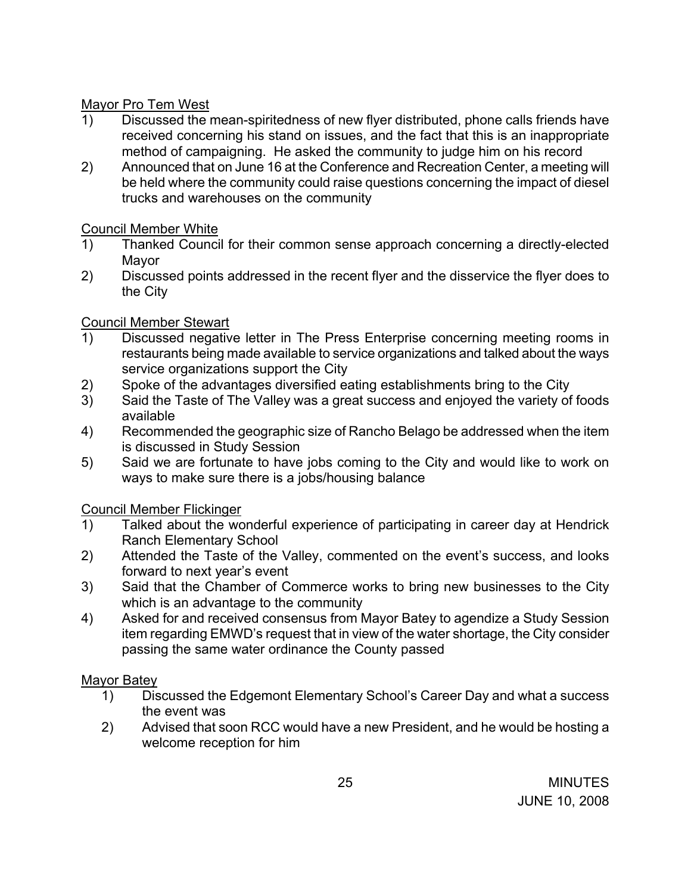Mayor Pro Tem West

1) Discussed the mean-spiritedness of new flyer distributed, phone calls friends have received concerning his stand on issues, and the fact that this is an inappropriate method of campaigning. He asked the community to judge him on his record
2) Announced that on June 16 at the Conference and Recreation Center, a meeting will be held where the community could raise questions concerning the impact of diesel trucks and warehouses on the community

Council Member White

1) Thanked Council for their common sense approach concerning a directly-elected Mayor
2) Discussed points addressed in the recent flyer and the disservice the flyer does to the City

Council Member Stewart

1) Discussed negative letter in The Press Enterprise concerning meeting rooms in restaurants being made available to service organizations and talked about the ways service organizations support the City
2) Spoke of the advantages diversified eating establishments bring to the City
3) Said the Taste of The Valley was a great success and enjoyed the variety of foods available
4) Recommended the geographic size of Rancho Belago be addressed when the item is discussed in Study Session
5) Said we are fortunate to have jobs coming to the City and would like to work on ways to make sure there is a jobs/housing balance

Council Member Flickinger

1) Talked about the wonderful experience of participating in career day at Hendrick Ranch Elementary School
2) Attended the Taste of the Valley, commented on the event's success, and looks forward to next year's event
3) Said that the Chamber of Commerce works to bring new businesses to the City which is an advantage to the community
4) Asked for and received consensus from Mayor Batey to agendize a Study Session item regarding EMWD's request that in view of the water shortage, the City consider passing the same water ordinance the County passed

Mayor Batey

1) Discussed the Edgemont Elementary School's Career Day and what a success the event was
2) Advised that soon RCC would have a new President, and he would be hosting a welcome reception for him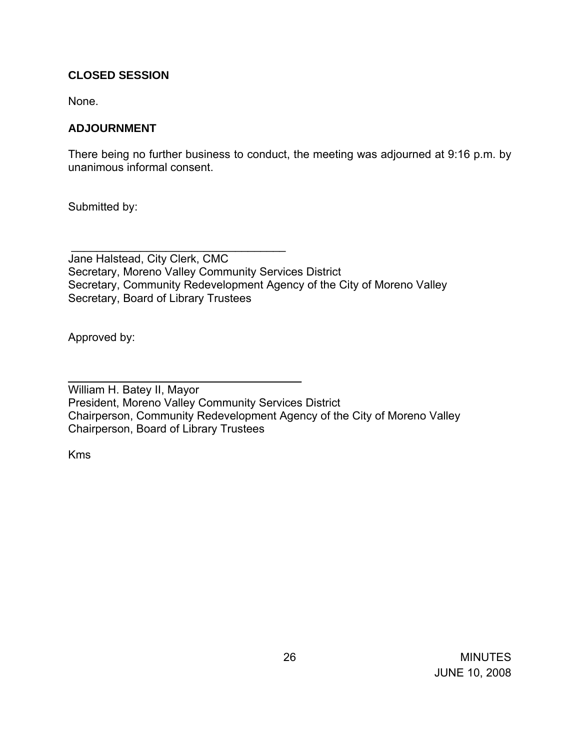**CLOSED SESSION**

None.

**ADJOURNMENT**

There being no further business to conduct, the meeting was adjourned at 9:16 p.m. by unanimous informal consent.

Submitted by:

\_\_\_\_\_\_\_\_\_\_\_\_\_\_\_\_\_\_\_\_\_\_\_\_\_\_\_\_\_\_\_\_\_\_\_

Jane Halstead, City Clerk, CMC
Secretary, Moreno Valley Community Services District
Secretary, Community Redevelopment Agency of the City of Moreno Valley
Secretary, Board of Library Trustees

Approved by:

\_\_\_\_\_\_\_\_\_\_\_\_\_\_\_\_\_\_\_\_\_\_\_\_\_\_\_\_\_\_\_\_\_\_\_

William H. Batey II, Mayor
President, Moreno Valley Community Services District
Chairperson, Community Redevelopment Agency of the City of Moreno Valley
Chairperson, Board of Library Trustees

Kms